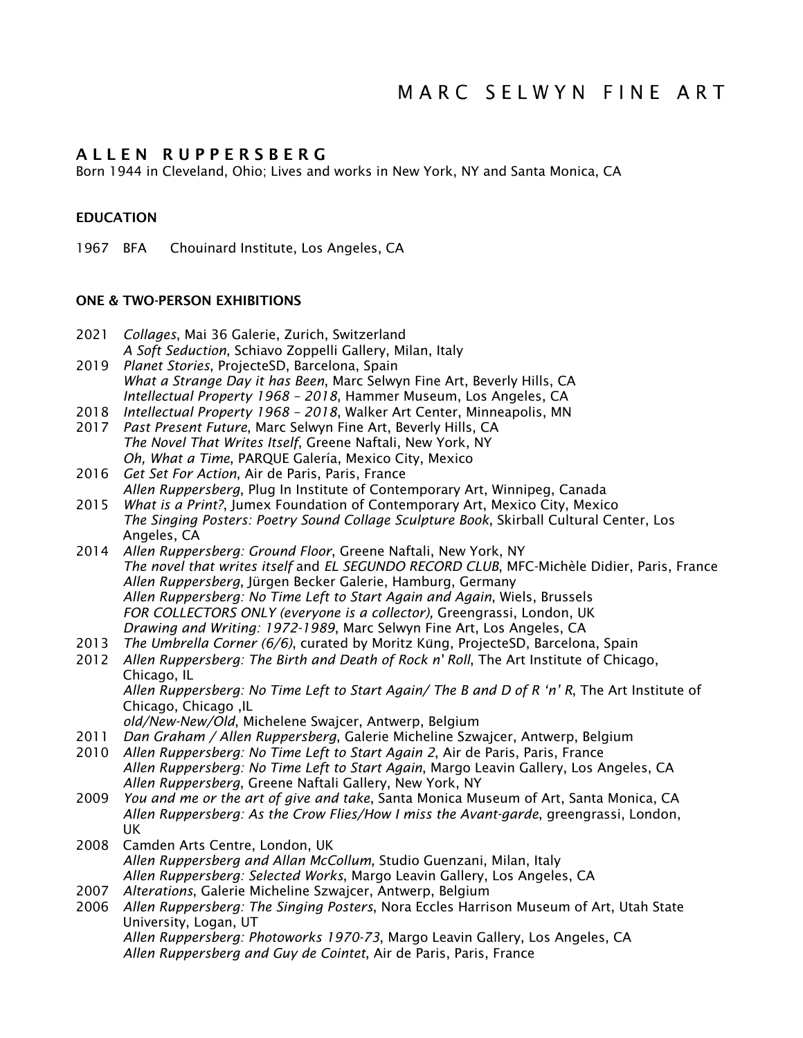# MARC SELWYN FINE ART

## ALLEN RUPPERSBERG

Born 1944 in Cleveland, Ohio; Lives and works in New York, NY and Santa Monica, CA

### EDUCATION

1967 BFA Chouinard Institute, Los Angeles, CA

### ONE & TWO-PERSON EXHIBITIONS

2021 *Collages*, Mai 36 Galerie, Zurich, Switzerland
*A Soft Seduction*, Schiavo Zoppelli Gallery, Milan, Italy

2019 *Planet Stories*, ProjecteSD, Barcelona, Spain
*What a Strange Day it has Been*, Marc Selwyn Fine Art, Beverly Hills, CA
*Intellectual Property 1968 – 2018*, Hammer Museum, Los Angeles, CA

2018 *Intellectual Property 1968 – 2018*, Walker Art Center, Minneapolis, MN

2017 *Past Present Future*, Marc Selwyn Fine Art, Beverly Hills, CA
*The Novel That Writes Itself*, Greene Naftali, New York, NY
*Oh, What a Time*, PARQUE Galería, Mexico City, Mexico

2016 *Get Set For Action*, Air de Paris, Paris, France
*Allen Ruppersberg*, Plug In Institute of Contemporary Art, Winnipeg, Canada

2015 *What is a Print?*, Jumex Foundation of Contemporary Art, Mexico City, Mexico
*The Singing Posters: Poetry Sound Collage Sculpture Book*, Skirball Cultural Center, Los Angeles, CA

2014 *Allen Ruppersberg: Ground Floor*, Greene Naftali, New York, NY
*The novel that writes itself* and *EL SEGUNDO RECORD CLUB*, MFC-Michèle Didier, Paris, France
*Allen Ruppersberg*, Jürgen Becker Galerie, Hamburg, Germany
*Allen Ruppersberg: No Time Left to Start Again and Again*, Wiels, Brussels
*FOR COLLECTORS ONLY (everyone is a collector),* Greengrassi, London, UK
*Drawing and Writing: 1972-1989*, Marc Selwyn Fine Art, Los Angeles, CA

2013 *The Umbrella Corner (6/6)*, curated by Moritz Küng, ProjecteSD, Barcelona, Spain

2012 *Allen Ruppersberg: The Birth and Death of Rock n' Roll*, The Art Institute of Chicago, Chicago, IL
*Allen Ruppersberg: No Time Left to Start Again/ The B and D of R 'n' R*, The Art Institute of Chicago, Chicago ,IL
*old/New-New/Old*, Michelene Swajcer, Antwerp, Belgium

2011 *Dan Graham / Allen Ruppersberg*, Galerie Micheline Szwajcer, Antwerp, Belgium

2010 *Allen Ruppersberg: No Time Left to Start Again 2*, Air de Paris, Paris, France
*Allen Ruppersberg: No Time Left to Start Again*, Margo Leavin Gallery, Los Angeles, CA
*Allen Ruppersberg*, Greene Naftali Gallery, New York, NY

2009 *You and me or the art of give and take*, Santa Monica Museum of Art, Santa Monica, CA
*Allen Ruppersberg: As the Crow Flies/How I miss the Avant-garde*, greengrassi, London, UK

2008 Camden Arts Centre, London, UK
*Allen Ruppersberg and Allan McCollum*, Studio Guenzani, Milan, Italy
*Allen Ruppersberg: Selected Works*, Margo Leavin Gallery, Los Angeles, CA

2007 *Alterations*, Galerie Micheline Szwajcer, Antwerp, Belgium

2006 *Allen Ruppersberg: The Singing Posters*, Nora Eccles Harrison Museum of Art, Utah State University, Logan, UT
*Allen Ruppersberg: Photoworks 1970-73*, Margo Leavin Gallery, Los Angeles, CA
*Allen Ruppersberg and Guy de Cointet*, Air de Paris, Paris, France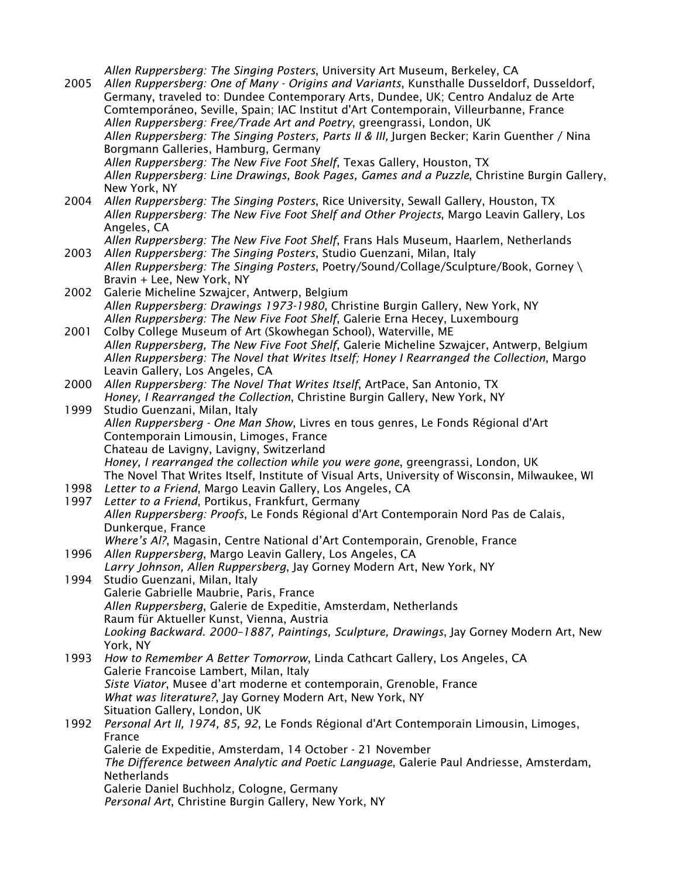*Allen Ruppersberg: The Singing Posters*, University Art Museum, Berkeley, CA

2005 *Allen Ruppersberg: One of Many - Origins and Variants*, Kunsthalle Dusseldorf, Dusseldorf, Germany, traveled to: Dundee Contemporary Arts, Dundee, UK; Centro Andaluz de Arte Comtemporáneo, Seville, Spain; IAC Institut d'Art Contemporain, Villeurbanne, France
*Allen Ruppersberg: Free/Trade Art and Poetry*, greengrassi, London, UK
*Allen Ruppersberg: The Singing Posters, Parts II & III,* Jurgen Becker; Karin Guenther / Nina Borgmann Galleries, Hamburg, Germany
*Allen Ruppersberg: The New Five Foot Shelf*, Texas Gallery, Houston, TX
*Allen Ruppersberg: Line Drawings, Book Pages, Games and a Puzzle*, Christine Burgin Gallery, New York, NY

2004 *Allen Ruppersberg: The Singing Posters*, Rice University, Sewall Gallery, Houston, TX
*Allen Ruppersberg: The New Five Foot Shelf and Other Projects*, Margo Leavin Gallery, Los Angeles, CA
*Allen Ruppersberg: The New Five Foot Shelf*, Frans Hals Museum, Haarlem, Netherlands

2003 *Allen Ruppersberg: The Singing Posters*, Studio Guenzani, Milan, Italy
*Allen Ruppersberg: The Singing Posters*, Poetry/Sound/Collage/Sculpture/Book, Gorney \ Bravin + Lee, New York, NY

2002 Galerie Micheline Szwajcer, Antwerp, Belgium
*Allen Ruppersberg: Drawings 1973-1980*, Christine Burgin Gallery, New York, NY
*Allen Ruppersberg: The New Five Foot Shelf*, Galerie Erna Hecey, Luxembourg

2001 Colby College Museum of Art (Skowhegan School), Waterville, ME
*Allen Ruppersberg, The New Five Foot Shelf*, Galerie Micheline Szwajcer, Antwerp, Belgium
*Allen Ruppersberg: The Novel that Writes Itself; Honey I Rearranged the Collection*, Margo Leavin Gallery, Los Angeles, CA

2000 *Allen Ruppersberg: The Novel That Writes Itself*, ArtPace, San Antonio, TX
*Honey, I Rearranged the Collection*, Christine Burgin Gallery, New York, NY

1999 Studio Guenzani, Milan, Italy
*Allen Ruppersberg - One Man Show*, Livres en tous genres, Le Fonds Régional d'Art Contemporain Limousin, Limoges, France
Chateau de Lavigny, Lavigny, Switzerland
*Honey, I rearranged the collection while you were gone*, greengrassi, London, UK
The Novel That Writes Itself, Institute of Visual Arts, University of Wisconsin, Milwaukee, WI

1998 *Letter to a Friend*, Margo Leavin Gallery, Los Angeles, CA

1997 *Letter to a Friend*, Portikus, Frankfurt, Germany
*Allen Ruppersberg: Proofs*, Le Fonds Régional d'Art Contemporain Nord Pas de Calais, Dunkerque, France
*Where's Al?*, Magasin, Centre National d'Art Contemporain, Grenoble, France

1996 *Allen Ruppersberg*, Margo Leavin Gallery, Los Angeles, CA
*Larry Johnson, Allen Ruppersberg*, Jay Gorney Modern Art, New York, NY

1994 Studio Guenzani, Milan, Italy
Galerie Gabrielle Maubrie, Paris, France
*Allen Ruppersberg*, Galerie de Expeditie, Amsterdam, Netherlands
Raum für Aktueller Kunst, Vienna, Austria
*Looking Backward. 2000–1887, Paintings, Sculpture, Drawings*, Jay Gorney Modern Art, New York, NY

1993 *How to Remember A Better Tomorrow*, Linda Cathcart Gallery, Los Angeles, CA
Galerie Francoise Lambert, Milan, Italy
*Siste Viator*, Musee d'art moderne et contemporain, Grenoble, France
*What was literature?*, Jay Gorney Modern Art, New York, NY
Situation Gallery, London, UK

1992 *Personal Art II, 1974, 85, 92*, Le Fonds Régional d'Art Contemporain Limousin, Limoges, France
Galerie de Expeditie, Amsterdam, 14 October - 21 November
*The Difference between Analytic and Poetic Language*, Galerie Paul Andriesse, Amsterdam, Netherlands
Galerie Daniel Buchholz, Cologne, Germany
*Personal Art*, Christine Burgin Gallery, New York, NY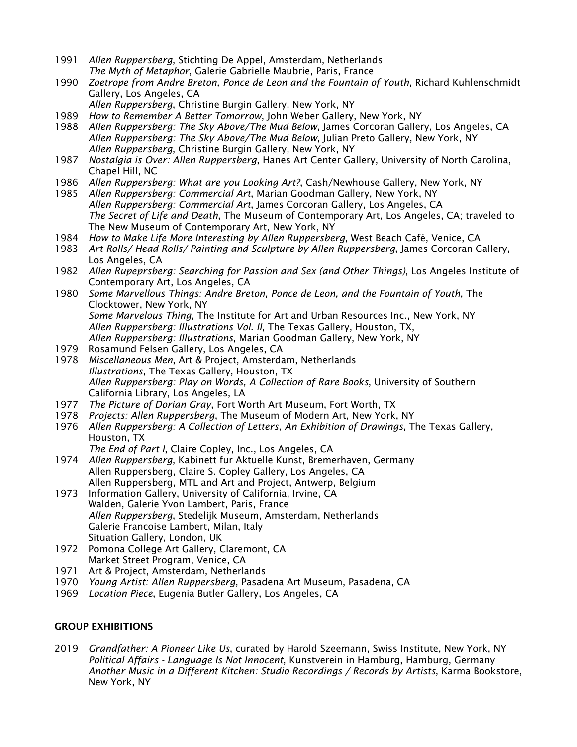1991 *Allen Ruppersberg*, Stichting De Appel, Amsterdam, Netherlands
*The Myth of Metaphor*, Galerie Gabrielle Maubrie, Paris, France

1990 *Zoetrope from Andre Breton, Ponce de Leon and the Fountain of Youth*, Richard Kuhlenschmidt Gallery, Los Angeles, CA
*Allen Ruppersberg*, Christine Burgin Gallery, New York, NY

1989 *How to Remember A Better Tomorrow*, John Weber Gallery, New York, NY

1988 *Allen Ruppersberg: The Sky Above/The Mud Below*, James Corcoran Gallery, Los Angeles, CA
*Allen Ruppersberg: The Sky Above/The Mud Below*, Julian Preto Gallery, New York, NY
*Allen Ruppersberg*, Christine Burgin Gallery, New York, NY

1987 *Nostalgia is Over: Allen Ruppersberg*, Hanes Art Center Gallery, University of North Carolina, Chapel Hill, NC

1986 *Allen Ruppersberg: What are you Looking Art?*, Cash/Newhouse Gallery, New York, NY

1985 *Allen Ruppersberg: Commercial Art*, Marian Goodman Gallery, New York, NY
*Allen Ruppersberg: Commercial Art*, James Corcoran Gallery, Los Angeles, CA
*The Secret of Life and Death*, The Museum of Contemporary Art, Los Angeles, CA; traveled to The New Museum of Contemporary Art, New York, NY

1984 *How to Make Life More Interesting by Allen Ruppersberg*, West Beach Café, Venice, CA

1983 *Art Rolls/ Head Rolls/ Painting and Sculpture by Allen Ruppersberg*, James Corcoran Gallery, Los Angeles, CA

1982 *Allen Rupeprsberg: Searching for Passion and Sex (and Other Things)*, Los Angeles Institute of Contemporary Art, Los Angeles, CA

1980 *Some Marvellous Things: Andre Breton, Ponce de Leon, and the Fountain of Youth*, The Clocktower, New York, NY
*Some Marvelous Thing*, The Institute for Art and Urban Resources Inc., New York, NY
*Allen Ruppersberg: Illustrations Vol. II*, The Texas Gallery, Houston, TX,
*Allen Ruppersberg: Illustrations*, Marian Goodman Gallery, New York, NY

1979 Rosamund Felsen Gallery, Los Angeles, CA

1978 *Miscellaneous Men*, Art & Project, Amsterdam, Netherlands
*Illustrations*, The Texas Gallery, Houston, TX
*Allen Ruppersberg: Play on Words, A Collection of Rare Books*, University of Southern California Library, Los Angeles, LA

1977 *The Picture of Dorian Gray*, Fort Worth Art Museum, Fort Worth, TX

1978 *Projects: Allen Ruppersberg*, The Museum of Modern Art, New York, NY

1976 *Allen Ruppersberg: A Collection of Letters, An Exhibition of Drawings*, The Texas Gallery, Houston, TX
*The End of Part I*, Claire Copley, Inc., Los Angeles, CA

1974 *Allen Ruppersberg*, Kabinett fur Aktuelle Kunst, Bremerhaven, Germany
Allen Ruppersberg, Claire S. Copley Gallery, Los Angeles, CA
Allen Ruppersberg, MTL and Art and Project, Antwerp, Belgium

1973 Information Gallery, University of California, Irvine, CA
Walden, Galerie Yvon Lambert, Paris, France
*Allen Ruppersberg*, Stedelijk Museum, Amsterdam, Netherlands
Galerie Francoise Lambert, Milan, Italy
Situation Gallery, London, UK

1972 Pomona College Art Gallery, Claremont, CA
Market Street Program, Venice, CA

1971 Art & Project, Amsterdam, Netherlands

1970 *Young Artist: Allen Ruppersberg*, Pasadena Art Museum, Pasadena, CA

1969 *Location Piece*, Eugenia Butler Gallery, Los Angeles, CA

## GROUP EXHIBITIONS

2019 *Grandfather: A Pioneer Like Us*, curated by Harold Szeemann, Swiss Institute, New York, NY
*Political Affairs - Language Is Not Innocent*, Kunstverein in Hamburg, Hamburg, Germany
*Another Music in a Different Kitchen: Studio Recordings / Records by Artists*, Karma Bookstore, New York, NY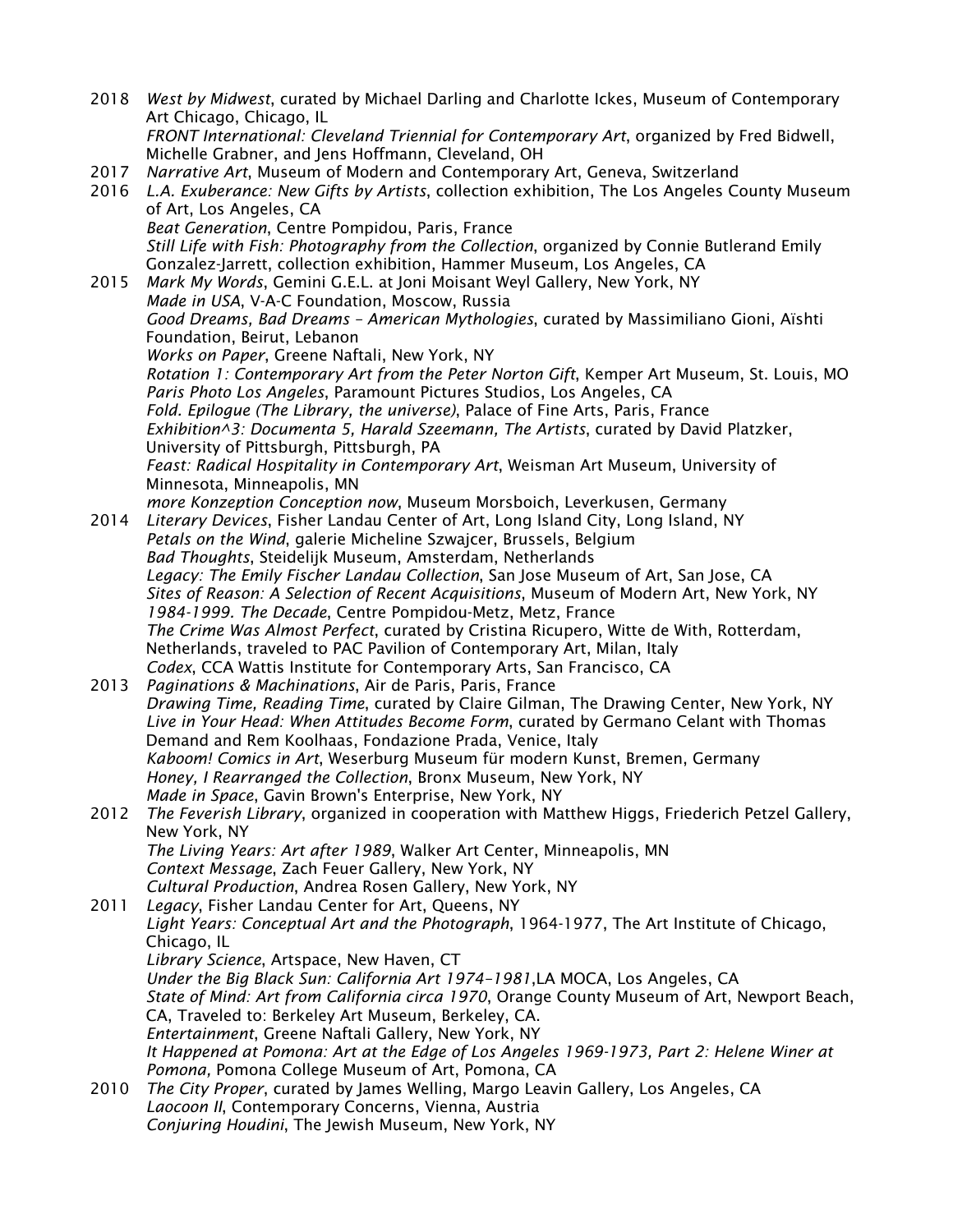2018 *West by Midwest*, curated by Michael Darling and Charlotte Ickes, Museum of Contemporary Art Chicago, Chicago, IL
*FRONT International: Cleveland Triennial for Contemporary Art*, organized by Fred Bidwell, Michelle Grabner, and Jens Hoffmann, Cleveland, OH

2017 *Narrative Art*, Museum of Modern and Contemporary Art, Geneva, Switzerland

2016 *L.A. Exuberance: New Gifts by Artists*, collection exhibition, The Los Angeles County Museum of Art, Los Angeles, CA
*Beat Generation*, Centre Pompidou, Paris, France
*Still Life with Fish: Photography from the Collection*, organized by Connie Butlerand Emily Gonzalez-Jarrett, collection exhibition, Hammer Museum, Los Angeles, CA

2015 *Mark My Words*, Gemini G.E.L. at Joni Moisant Weyl Gallery, New York, NY
*Made in USA*, V-A-C Foundation, Moscow, Russia
*Good Dreams, Bad Dreams – American Mythologies*, curated by Massimiliano Gioni, Aïshti Foundation, Beirut, Lebanon
*Works on Paper*, Greene Naftali, New York, NY
*Rotation 1: Contemporary Art from the Peter Norton Gift*, Kemper Art Museum, St. Louis, MO
*Paris Photo Los Angeles*, Paramount Pictures Studios, Los Angeles, CA
*Fold. Epilogue (The Library, the universe)*, Palace of Fine Arts, Paris, France
*Exhibition^3: Documenta 5, Harald Szeemann, The Artists*, curated by David Platzker, University of Pittsburgh, Pittsburgh, PA
*Feast: Radical Hospitality in Contemporary Art*, Weisman Art Museum, University of Minnesota, Minneapolis, MN
*more Konzeption Conception now*, Museum Morsboich, Leverkusen, Germany

2014 *Literary Devices*, Fisher Landau Center of Art, Long Island City, Long Island, NY
*Petals on the Wind*, galerie Micheline Szwajcer, Brussels, Belgium
*Bad Thoughts*, Steidelijk Museum, Amsterdam, Netherlands
*Legacy: The Emily Fischer Landau Collection*, San Jose Museum of Art, San Jose, CA
*Sites of Reason: A Selection of Recent Acquisitions*, Museum of Modern Art, New York, NY
*1984-1999. The Decade*, Centre Pompidou-Metz, Metz, France
*The Crime Was Almost Perfect*, curated by Cristina Ricupero, Witte de With, Rotterdam, Netherlands, traveled to PAC Pavilion of Contemporary Art, Milan, Italy
*Codex*, CCA Wattis Institute for Contemporary Arts, San Francisco, CA

2013 *Paginations & Machinations*, Air de Paris, Paris, France
*Drawing Time, Reading Time*, curated by Claire Gilman, The Drawing Center, New York, NY
*Live in Your Head: When Attitudes Become Form*, curated by Germano Celant with Thomas Demand and Rem Koolhaas, Fondazione Prada, Venice, Italy
*Kaboom! Comics in Art*, Weserburg Museum für modern Kunst, Bremen, Germany
*Honey, I Rearranged the Collection*, Bronx Museum, New York, NY
*Made in Space*, Gavin Brown's Enterprise, New York, NY

2012 *The Feverish Library*, organized in cooperation with Matthew Higgs, Friederich Petzel Gallery, New York, NY
*The Living Years: Art after 1989*, Walker Art Center, Minneapolis, MN
*Context Message*, Zach Feuer Gallery, New York, NY
*Cultural Production*, Andrea Rosen Gallery, New York, NY

2011 *Legacy*, Fisher Landau Center for Art, Queens, NY
*Light Years: Conceptual Art and the Photograph*, 1964-1977, The Art Institute of Chicago, Chicago, IL
*Library Science*, Artspace, New Haven, CT
*Under the Big Black Sun: California Art 1974–1981*,LA MOCA, Los Angeles, CA
*State of Mind: Art from California circa 1970*, Orange County Museum of Art, Newport Beach, CA, Traveled to: Berkeley Art Museum, Berkeley, CA.
*Entertainment*, Greene Naftali Gallery, New York, NY
*It Happened at Pomona: Art at the Edge of Los Angeles 1969-1973, Part 2: Helene Winer at Pomona,* Pomona College Museum of Art, Pomona, CA

2010 *The City Proper*, curated by James Welling, Margo Leavin Gallery, Los Angeles, CA
*Laocoon II*, Contemporary Concerns, Vienna, Austria
*Conjuring Houdini*, The Jewish Museum, New York, NY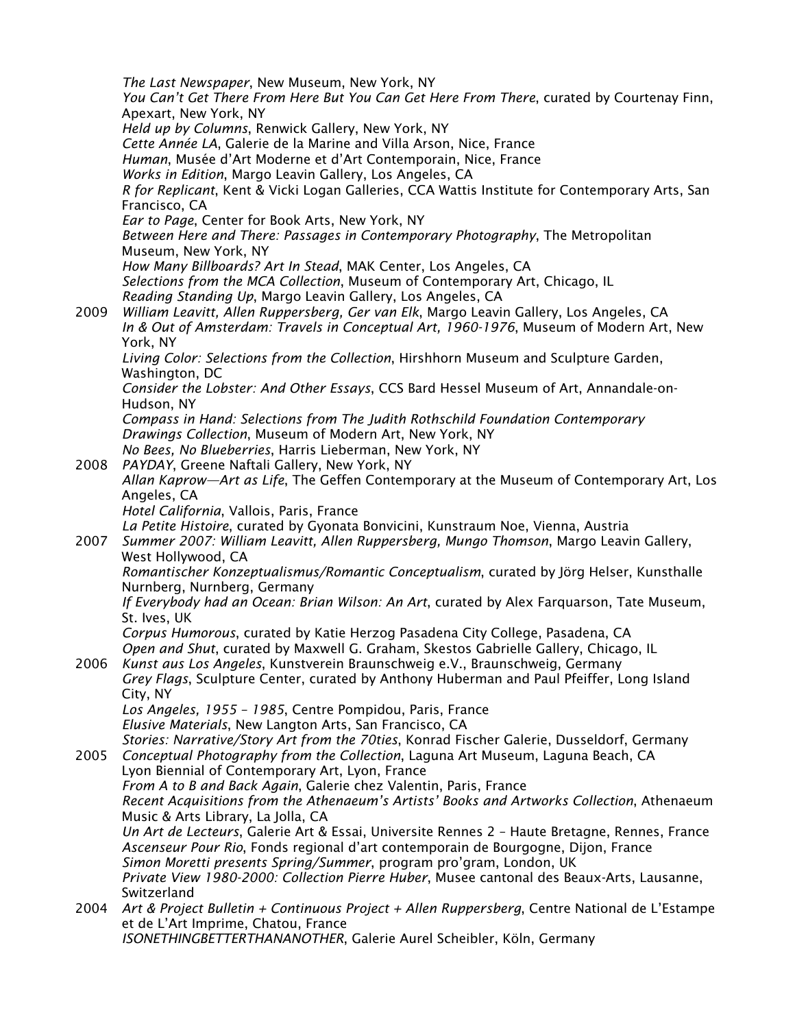*The Last Newspaper*, New Museum, New York, NY
*You Can't Get There From Here But You Can Get Here From There*, curated by Courtenay Finn, Apexart, New York, NY
*Held up by Columns*, Renwick Gallery, New York, NY
*Cette Année LA*, Galerie de la Marine and Villa Arson, Nice, France
*Human*, Musée d'Art Moderne et d'Art Contemporain, Nice, France
*Works in Edition*, Margo Leavin Gallery, Los Angeles, CA
*R for Replicant*, Kent & Vicki Logan Galleries, CCA Wattis Institute for Contemporary Arts, San Francisco, CA
*Ear to Page*, Center for Book Arts, New York, NY
*Between Here and There: Passages in Contemporary Photography*, The Metropolitan Museum, New York, NY
*How Many Billboards? Art In Stead*, MAK Center, Los Angeles, CA
*Selections from the MCA Collection*, Museum of Contemporary Art, Chicago, IL
*Reading Standing Up*, Margo Leavin Gallery, Los Angeles, CA

2009 *William Leavitt, Allen Ruppersberg, Ger van Elk*, Margo Leavin Gallery, Los Angeles, CA
*In & Out of Amsterdam: Travels in Conceptual Art, 1960-1976*, Museum of Modern Art, New York, NY
*Living Color: Selections from the Collection*, Hirshhorn Museum and Sculpture Garden, Washington, DC
*Consider the Lobster: And Other Essays*, CCS Bard Hessel Museum of Art, Annandale-on-Hudson, NY
*Compass in Hand: Selections from The Judith Rothschild Foundation Contemporary Drawings Collection*, Museum of Modern Art, New York, NY
*No Bees, No Blueberries*, Harris Lieberman, New York, NY

2008 *PAYDAY*, Greene Naftali Gallery, New York, NY
*Allan Kaprow—Art as Life*, The Geffen Contemporary at the Museum of Contemporary Art, Los Angeles, CA
*Hotel California*, Vallois, Paris, France
*La Petite Histoire*, curated by Gyonata Bonvicini, Kunstraum Noe, Vienna, Austria

2007 *Summer 2007: William Leavitt, Allen Ruppersberg, Mungo Thomson*, Margo Leavin Gallery, West Hollywood, CA
*Romantischer Konzeptualismus/Romantic Conceptualism*, curated by Jörg Helser, Kunsthalle Nurnberg, Nurnberg, Germany
*If Everybody had an Ocean: Brian Wilson: An Art*, curated by Alex Farquarson, Tate Museum, St. Ives, UK
*Corpus Humorous*, curated by Katie Herzog Pasadena City College, Pasadena, CA
*Open and Shut*, curated by Maxwell G. Graham, Skestos Gabrielle Gallery, Chicago, IL

2006 *Kunst aus Los Angeles*, Kunstverein Braunschweig e.V., Braunschweig, Germany
*Grey Flags*, Sculpture Center, curated by Anthony Huberman and Paul Pfeiffer, Long Island City, NY
*Los Angeles, 1955 – 1985*, Centre Pompidou, Paris, France
*Elusive Materials*, New Langton Arts, San Francisco, CA
*Stories: Narrative/Story Art from the 70ties*, Konrad Fischer Galerie, Dusseldorf, Germany

2005 *Conceptual Photography from the Collection*, Laguna Art Museum, Laguna Beach, CA
Lyon Biennial of Contemporary Art, Lyon, France
*From A to B and Back Again*, Galerie chez Valentin, Paris, France
*Recent Acquisitions from the Athenaeum's Artists' Books and Artworks Collection*, Athenaeum Music & Arts Library, La Jolla, CA
*Un Art de Lecteurs*, Galerie Art & Essai, Universite Rennes 2 – Haute Bretagne, Rennes, France
*Ascenseur Pour Rio*, Fonds regional d'art contemporain de Bourgogne, Dijon, France
*Simon Moretti presents Spring/Summer*, program pro'gram, London, UK
*Private View 1980-2000: Collection Pierre Huber*, Musee cantonal des Beaux-Arts, Lausanne, Switzerland

2004 *Art & Project Bulletin + Continuous Project + Allen Ruppersberg*, Centre National de L'Estampe et de L'Art Imprime, Chatou, France
*ISONETHINGBETTERTHANANOTHER*, Galerie Aurel Scheibler, Köln, Germany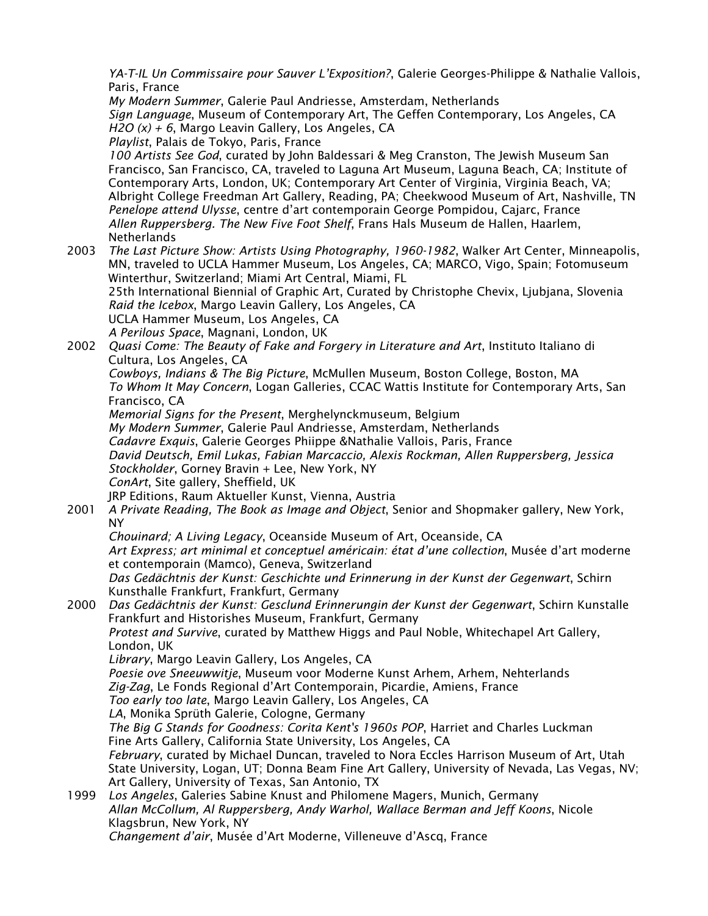*YA-T-IL Un Commissaire pour Sauver L'Exposition?*, Galerie Georges-Philippe & Nathalie Vallois, Paris, France
*My Modern Summer*, Galerie Paul Andriesse, Amsterdam, Netherlands
*Sign Language*, Museum of Contemporary Art, The Geffen Contemporary, Los Angeles, CA
*H2O (x) + 6*, Margo Leavin Gallery, Los Angeles, CA
*Playlist*, Palais de Tokyo, Paris, France
*100 Artists See God*, curated by John Baldessari & Meg Cranston, The Jewish Museum San Francisco, San Francisco, CA, traveled to Laguna Art Museum, Laguna Beach, CA; Institute of Contemporary Arts, London, UK; Contemporary Art Center of Virginia, Virginia Beach, VA; Albright College Freedman Art Gallery, Reading, PA; Cheekwood Museum of Art, Nashville, TN
*Penelope attend Ulysse*, centre d'art contemporain George Pompidou, Cajarc, France
*Allen Ruppersberg. The New Five Foot Shelf*, Frans Hals Museum de Hallen, Haarlem, Netherlands

2003 *The Last Picture Show: Artists Using Photography, 1960-1982*, Walker Art Center, Minneapolis, MN, traveled to UCLA Hammer Museum, Los Angeles, CA; MARCO, Vigo, Spain; Fotomuseum Winterthur, Switzerland; Miami Art Central, Miami, FL
25th International Biennial of Graphic Art, Curated by Christophe Chevix, Ljubjana, Slovenia
*Raid the Icebox*, Margo Leavin Gallery, Los Angeles, CA
UCLA Hammer Museum, Los Angeles, CA
*A Perilous Space*, Magnani, London, UK

2002 *Quasi Come: The Beauty of Fake and Forgery in Literature and Art*, Instituto Italiano di Cultura, Los Angeles, CA
*Cowboys, Indians & The Big Picture*, McMullen Museum, Boston College, Boston, MA
*To Whom It May Concern*, Logan Galleries, CCAC Wattis Institute for Contemporary Arts, San Francisco, CA
*Memorial Signs for the Present*, Merghelynckmuseum, Belgium
*My Modern Summer*, Galerie Paul Andriesse, Amsterdam, Netherlands
*Cadavre Exquis*, Galerie Georges Phiippe &Nathalie Vallois, Paris, France
*David Deutsch, Emil Lukas, Fabian Marcaccio, Alexis Rockman, Allen Ruppersberg, Jessica Stockholder*, Gorney Bravin + Lee, New York, NY
*ConArt*, Site gallery, Sheffield, UK
JRP Editions, Raum Aktueller Kunst, Vienna, Austria

2001 *A Private Reading, The Book as Image and Object*, Senior and Shopmaker gallery, New York, NY
*Chouinard; A Living Legacy*, Oceanside Museum of Art, Oceanside, CA
*Art Express; art minimal et conceptuel américain: état d'une collection*, Musée d'art moderne et contemporain (Mamco), Geneva, Switzerland
*Das Gedächtnis der Kunst: Geschichte und Erinnerung in der Kunst der Gegenwart*, Schirn Kunsthalle Frankfurt, Frankfurt, Germany

2000 *Das Gedächtnis der Kunst: Gesclund Erinnerungin der Kunst der Gegenwart*, Schirn Kunstalle Frankfurt and Historishes Museum, Frankfurt, Germany
*Protest and Survive*, curated by Matthew Higgs and Paul Noble, Whitechapel Art Gallery, London, UK
*Library*, Margo Leavin Gallery, Los Angeles, CA
*Poesie ove Sneeuwwitje*, Museum voor Moderne Kunst Arhem, Arhem, Nehterlands
*Zig-Zag*, Le Fonds Regional d'Art Contemporain, Picardie, Amiens, France
*Too early too late*, Margo Leavin Gallery, Los Angeles, CA
*LA*, Monika Sprüth Galerie, Cologne, Germany
*The Big G Stands for Goodness: Corita Kent's 1960s POP*, Harriet and Charles Luckman Fine Arts Gallery, California State University, Los Angeles, CA
*February*, curated by Michael Duncan, traveled to Nora Eccles Harrison Museum of Art, Utah State University, Logan, UT; Donna Beam Fine Art Gallery, University of Nevada, Las Vegas, NV; Art Gallery, University of Texas, San Antonio, TX

1999 *Los Angeles*, Galeries Sabine Knust and Philomene Magers, Munich, Germany
*Allan McCollum, Al Ruppersberg, Andy Warhol, Wallace Berman and Jeff Koons*, Nicole Klagsbrun, New York, NY
*Changement d'air*, Musée d'Art Moderne, Villeneuve d'Ascq, France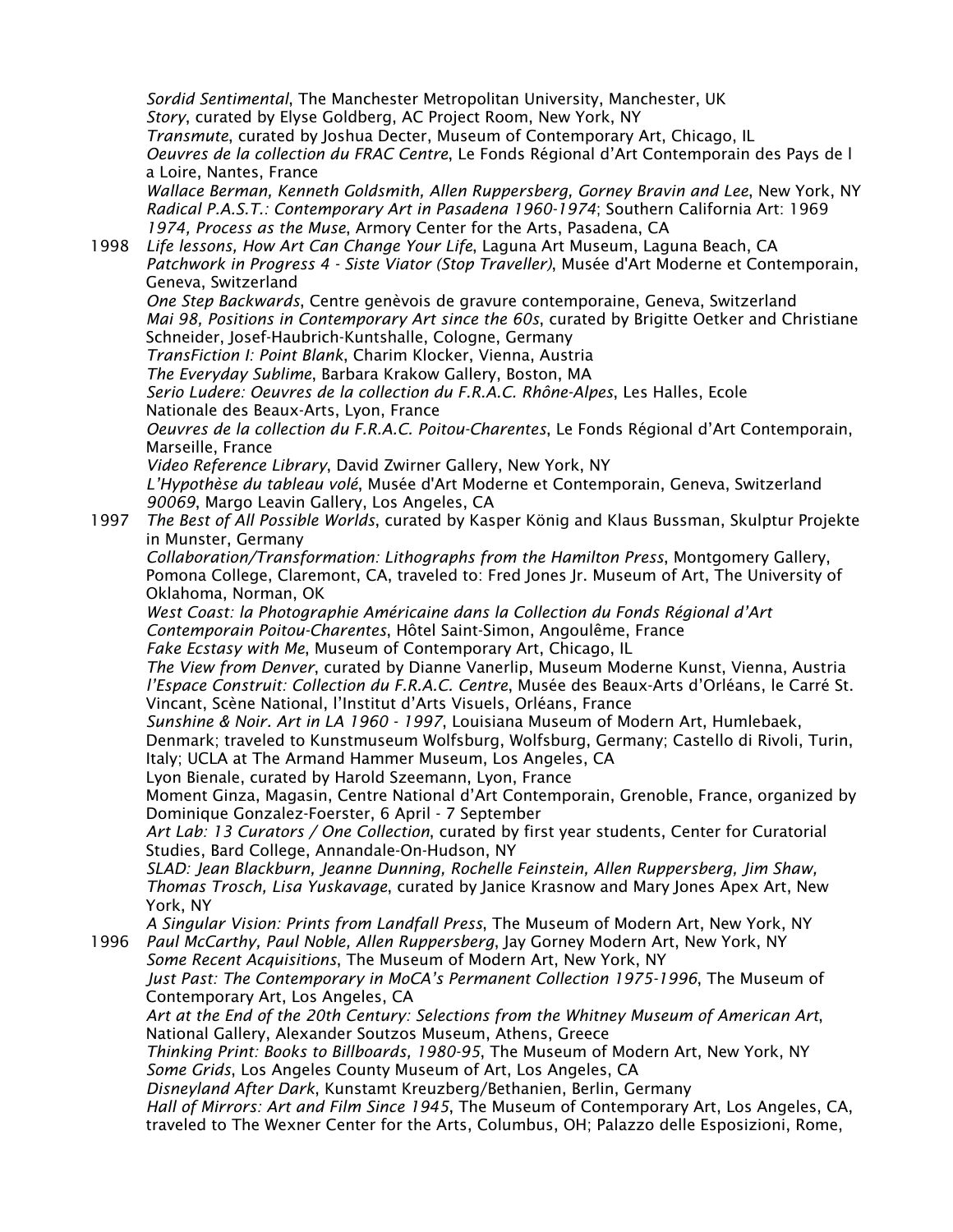*Sordid Sentimental*, The Manchester Metropolitan University, Manchester, UK
*Story*, curated by Elyse Goldberg, AC Project Room, New York, NY
*Transmute*, curated by Joshua Decter, Museum of Contemporary Art, Chicago, IL
*Oeuvres de la collection du FRAC Centre*, Le Fonds Régional d'Art Contemporain des Pays de l a Loire, Nantes, France
*Wallace Berman, Kenneth Goldsmith, Allen Ruppersberg, Gorney Bravin and Lee*, New York, NY
*Radical P.A.S.T.: Contemporary Art in Pasadena 1960-1974*; Southern California Art: 1969
*1974, Process as the Muse*, Armory Center for the Arts, Pasadena, CA

1998 *Life lessons, How Art Can Change Your Life*, Laguna Art Museum, Laguna Beach, CA
*Patchwork in Progress 4 - Siste Viator (Stop Traveller)*, Musée d'Art Moderne et Contemporain, Geneva, Switzerland
*One Step Backwards*, Centre genèvois de gravure contemporaine, Geneva, Switzerland
*Mai 98, Positions in Contemporary Art since the 60s*, curated by Brigitte Oetker and Christiane Schneider, Josef-Haubrich-Kuntshalle, Cologne, Germany
*TransFiction I: Point Blank*, Charim Klocker, Vienna, Austria
*The Everyday Sublime*, Barbara Krakow Gallery, Boston, MA
*Serio Ludere: Oeuvres de la collection du F.R.A.C. Rhône-Alpes*, Les Halles, Ecole Nationale des Beaux-Arts, Lyon, France
*Oeuvres de la collection du F.R.A.C. Poitou-Charentes*, Le Fonds Régional d'Art Contemporain, Marseille, France
*Video Reference Library*, David Zwirner Gallery, New York, NY
*L'Hypothèse du tableau volé*, Musée d'Art Moderne et Contemporain, Geneva, Switzerland
*90069*, Margo Leavin Gallery, Los Angeles, CA

1997 *The Best of All Possible Worlds*, curated by Kasper König and Klaus Bussman, Skulptur Projekte in Munster, Germany
*Collaboration/Transformation: Lithographs from the Hamilton Press*, Montgomery Gallery, Pomona College, Claremont, CA, traveled to: Fred Jones Jr. Museum of Art, The University of Oklahoma, Norman, OK
*West Coast: la Photographie Américaine dans la Collection du Fonds Régional d'Art Contemporain Poitou-Charentes*, Hôtel Saint-Simon, Angoulême, France
*Fake Ecstasy with Me*, Museum of Contemporary Art, Chicago, IL
*The View from Denver*, curated by Dianne Vanerlip, Museum Moderne Kunst, Vienna, Austria
*l'Espace Construit: Collection du F.R.A.C. Centre*, Musée des Beaux-Arts d'Orléans, le Carré St. Vincant, Scène National, l'Institut d'Arts Visuels, Orléans, France
*Sunshine & Noir. Art in LA 1960 - 1997*, Louisiana Museum of Modern Art, Humlebaek, Denmark; traveled to Kunstmuseum Wolfsburg, Wolfsburg, Germany; Castello di Rivoli, Turin, Italy; UCLA at The Armand Hammer Museum, Los Angeles, CA
Lyon Bienale, curated by Harold Szeemann, Lyon, France
Moment Ginza, Magasin, Centre National d'Art Contemporain, Grenoble, France, organized by Dominique Gonzalez-Foerster, 6 April - 7 September
*Art Lab: 13 Curators / One Collection*, curated by first year students, Center for Curatorial Studies, Bard College, Annandale-On-Hudson, NY
*SLAD: Jean Blackburn, Jeanne Dunning, Rochelle Feinstein, Allen Ruppersberg, Jim Shaw, Thomas Trosch, Lisa Yuskavage*, curated by Janice Krasnow and Mary Jones Apex Art, New York, NY
*A Singular Vision: Prints from Landfall Press*, The Museum of Modern Art, New York, NY

1996 *Paul McCarthy, Paul Noble, Allen Ruppersberg*, Jay Gorney Modern Art, New York, NY
*Some Recent Acquisitions*, The Museum of Modern Art, New York, NY
*Just Past: The Contemporary in MoCA's Permanent Collection 1975-1996*, The Museum of Contemporary Art, Los Angeles, CA
*Art at the End of the 20th Century: Selections from the Whitney Museum of American Art*, National Gallery, Alexander Soutzos Museum, Athens, Greece
*Thinking Print: Books to Billboards, 1980-95*, The Museum of Modern Art, New York, NY
*Some Grids*, Los Angeles County Museum of Art, Los Angeles, CA
*Disneyland After Dark*, Kunstamt Kreuzberg/Bethanien, Berlin, Germany
*Hall of Mirrors: Art and Film Since 1945*, The Museum of Contemporary Art, Los Angeles, CA, traveled to The Wexner Center for the Arts, Columbus, OH; Palazzo delle Esposizioni, Rome,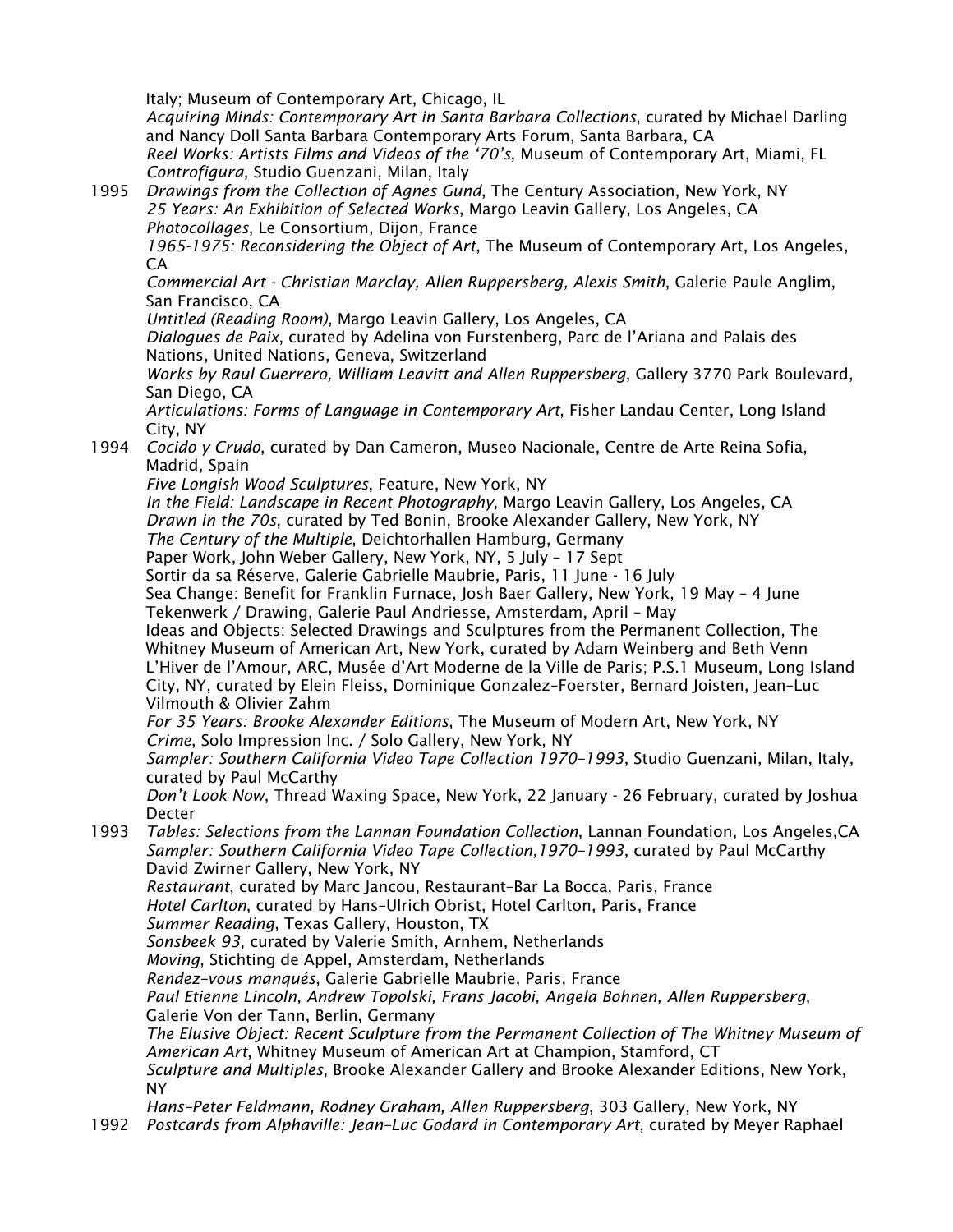Italy; Museum of Contemporary Art, Chicago, IL
*Acquiring Minds: Contemporary Art in Santa Barbara Collections*, curated by Michael Darling and Nancy Doll Santa Barbara Contemporary Arts Forum, Santa Barbara, CA
*Reel Works: Artists Films and Videos of the '70's*, Museum of Contemporary Art, Miami, FL
*Controfigura*, Studio Guenzani, Milan, Italy

1995 *Drawings from the Collection of Agnes Gund*, The Century Association, New York, NY
*25 Years: An Exhibition of Selected Works*, Margo Leavin Gallery, Los Angeles, CA
*Photocollages*, Le Consortium, Dijon, France
*1965-1975: Reconsidering the Object of Art*, The Museum of Contemporary Art, Los Angeles, CA
*Commercial Art - Christian Marclay, Allen Ruppersberg, Alexis Smith*, Galerie Paule Anglim, San Francisco, CA
*Untitled (Reading Room)*, Margo Leavin Gallery, Los Angeles, CA
*Dialogues de Paix*, curated by Adelina von Furstenberg, Parc de l'Ariana and Palais des Nations, United Nations, Geneva, Switzerland
*Works by Raul Guerrero, William Leavitt and Allen Ruppersberg*, Gallery 3770 Park Boulevard, San Diego, CA
*Articulations: Forms of Language in Contemporary Art*, Fisher Landau Center, Long Island City, NY

1994 *Cocido y Crudo*, curated by Dan Cameron, Museo Nacionale, Centre de Arte Reina Sofia, Madrid, Spain
*Five Longish Wood Sculptures*, Feature, New York, NY
*In the Field: Landscape in Recent Photography*, Margo Leavin Gallery, Los Angeles, CA
*Drawn in the 70s*, curated by Ted Bonin, Brooke Alexander Gallery, New York, NY
*The Century of the Multiple*, Deichtorhallen Hamburg, Germany
Paper Work, John Weber Gallery, New York, NY, 5 July – 17 Sept
Sortir da sa Réserve, Galerie Gabrielle Maubrie, Paris, 11 June - 16 July
Sea Change: Benefit for Franklin Furnace, Josh Baer Gallery, New York, 19 May – 4 June
Tekenwerk / Drawing, Galerie Paul Andriesse, Amsterdam, April – May
Ideas and Objects: Selected Drawings and Sculptures from the Permanent Collection, The Whitney Museum of American Art, New York, curated by Adam Weinberg and Beth Venn
L'Hiver de l'Amour, ARC, Musée d'Art Moderne de la Ville de Paris; P.S.1 Museum, Long Island City, NY, curated by Elein Fleiss, Dominique Gonzalez-Foerster, Bernard Joisten, Jean-Luc Vilmouth & Olivier Zahm
*For 35 Years: Brooke Alexander Editions*, The Museum of Modern Art, New York, NY
*Crime*, Solo Impression Inc. / Solo Gallery, New York, NY
*Sampler: Southern California Video Tape Collection 1970-1993*, Studio Guenzani, Milan, Italy, curated by Paul McCarthy
*Don't Look Now*, Thread Waxing Space, New York, 22 January - 26 February, curated by Joshua Decter

1993 *Tables: Selections from the Lannan Foundation Collection*, Lannan Foundation, Los Angeles,CA
*Sampler: Southern California Video Tape Collection,1970-1993*, curated by Paul McCarthy David Zwirner Gallery, New York, NY
*Restaurant*, curated by Marc Jancou, Restaurant-Bar La Bocca, Paris, France
*Hotel Carlton*, curated by Hans-Ulrich Obrist, Hotel Carlton, Paris, France
*Summer Reading*, Texas Gallery, Houston, TX
*Sonsbeek 93*, curated by Valerie Smith, Arnhem, Netherlands
*Moving*, Stichting de Appel, Amsterdam, Netherlands
*Rendez-vous manqués*, Galerie Gabrielle Maubrie, Paris, France
*Paul Etienne Lincoln, Andrew Topolski, Frans Jacobi, Angela Bohnen, Allen Ruppersberg*, Galerie Von der Tann, Berlin, Germany
*The Elusive Object: Recent Sculpture from the Permanent Collection of The Whitney Museum of American Art*, Whitney Museum of American Art at Champion, Stamford, CT
*Sculpture and Multiples*, Brooke Alexander Gallery and Brooke Alexander Editions, New York, NY
*Hans-Peter Feldmann, Rodney Graham, Allen Ruppersberg*, 303 Gallery, New York, NY

1992 *Postcards from Alphaville: Jean-Luc Godard in Contemporary Art*, curated by Meyer Raphael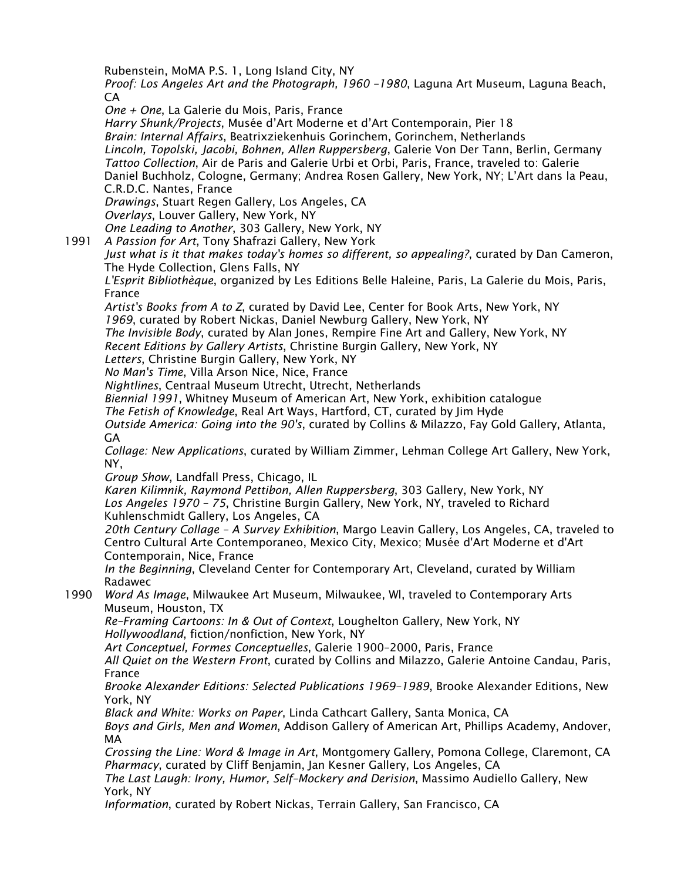Rubenstein, MoMA P.S. 1, Long Island City, NY
*Proof: Los Angeles Art and the Photograph, 1960 –1980*, Laguna Art Museum, Laguna Beach, CA
*One + One*, La Galerie du Mois, Paris, France
*Harry Shunk/Projects*, Musée d'Art Moderne et d'Art Contemporain, Pier 18
*Brain: Internal Affairs*, Beatrixziekenhuis Gorinchem, Gorinchem, Netherlands
*Lincoln, Topolski, Jacobi, Bohnen, Allen Ruppersberg*, Galerie Von Der Tann, Berlin, Germany
*Tattoo Collection*, Air de Paris and Galerie Urbi et Orbi, Paris, France, traveled to: Galerie Daniel Buchholz, Cologne, Germany; Andrea Rosen Gallery, New York, NY; L'Art dans la Peau, C.R.D.C. Nantes, France
*Drawings*, Stuart Regen Gallery, Los Angeles, CA
*Overlays*, Louver Gallery, New York, NY
*One Leading to Another*, 303 Gallery, New York, NY

1991 *A Passion for Art*, Tony Shafrazi Gallery, New York
*Just what is it that makes today's homes so different, so appealing?*, curated by Dan Cameron, The Hyde Collection, Glens Falls, NY
*L'Esprit Bibliothèque*, organized by Les Editions Belle Haleine, Paris, La Galerie du Mois, Paris, France
*Artist's Books from A to Z*, curated by David Lee, Center for Book Arts, New York, NY
*1969*, curated by Robert Nickas, Daniel Newburg Gallery, New York, NY
*The Invisible Body*, curated by Alan Jones, Rempire Fine Art and Gallery, New York, NY
*Recent Editions by Gallery Artists*, Christine Burgin Gallery, New York, NY
*Letters*, Christine Burgin Gallery, New York, NY
*No Man's Time*, Villa Arson Nice, Nice, France
*Nightlines*, Centraal Museum Utrecht, Utrecht, Netherlands
*Biennial 1991*, Whitney Museum of American Art, New York, exhibition catalogue
*The Fetish of Knowledge*, Real Art Ways, Hartford, CT, curated by Jim Hyde
*Outside America: Going into the 90's*, curated by Collins & Milazzo, Fay Gold Gallery, Atlanta, GA
*Collage: New Applications*, curated by William Zimmer, Lehman College Art Gallery, New York, NY,
*Group Show*, Landfall Press, Chicago, IL
*Karen Kilimnik, Raymond Pettibon, Allen Ruppersberg*, 303 Gallery, New York, NY
*Los Angeles 1970 – 75*, Christine Burgin Gallery, New York, NY, traveled to Richard Kuhlenschmidt Gallery, Los Angeles, CA
*20th Century Collage – A Survey Exhibition*, Margo Leavin Gallery, Los Angeles, CA, traveled to Centro Cultural Arte Contemporaneo, Mexico City, Mexico; Musée d'Art Moderne et d'Art Contemporain, Nice, France
*In the Beginning*, Cleveland Center for Contemporary Art, Cleveland, curated by William Radawec

1990 *Word As Image*, Milwaukee Art Museum, Milwaukee, Wl, traveled to Contemporary Arts Museum, Houston, TX
*Re-Framing Cartoons: In & Out of Context*, Loughelton Gallery, New York, NY
*Hollywoodland*, fiction/nonfiction, New York, NY
*Art Conceptuel, Formes Conceptuelles*, Galerie 1900-2000, Paris, France
*All Quiet on the Western Front*, curated by Collins and Milazzo, Galerie Antoine Candau, Paris, France
*Brooke Alexander Editions: Selected Publications 1969-1989*, Brooke Alexander Editions, New York, NY
*Black and White: Works on Paper*, Linda Cathcart Gallery, Santa Monica, CA
*Boys and Girls, Men and Women*, Addison Gallery of American Art, Phillips Academy, Andover, MA
*Crossing the Line: Word & Image in Art*, Montgomery Gallery, Pomona College, Claremont, CA
*Pharmacy*, curated by Cliff Benjamin, Jan Kesner Gallery, Los Angeles, CA
*The Last Laugh: Irony, Humor, Self-Mockery and Derision*, Massimo Audiello Gallery, New York, NY
*Information*, curated by Robert Nickas, Terrain Gallery, San Francisco, CA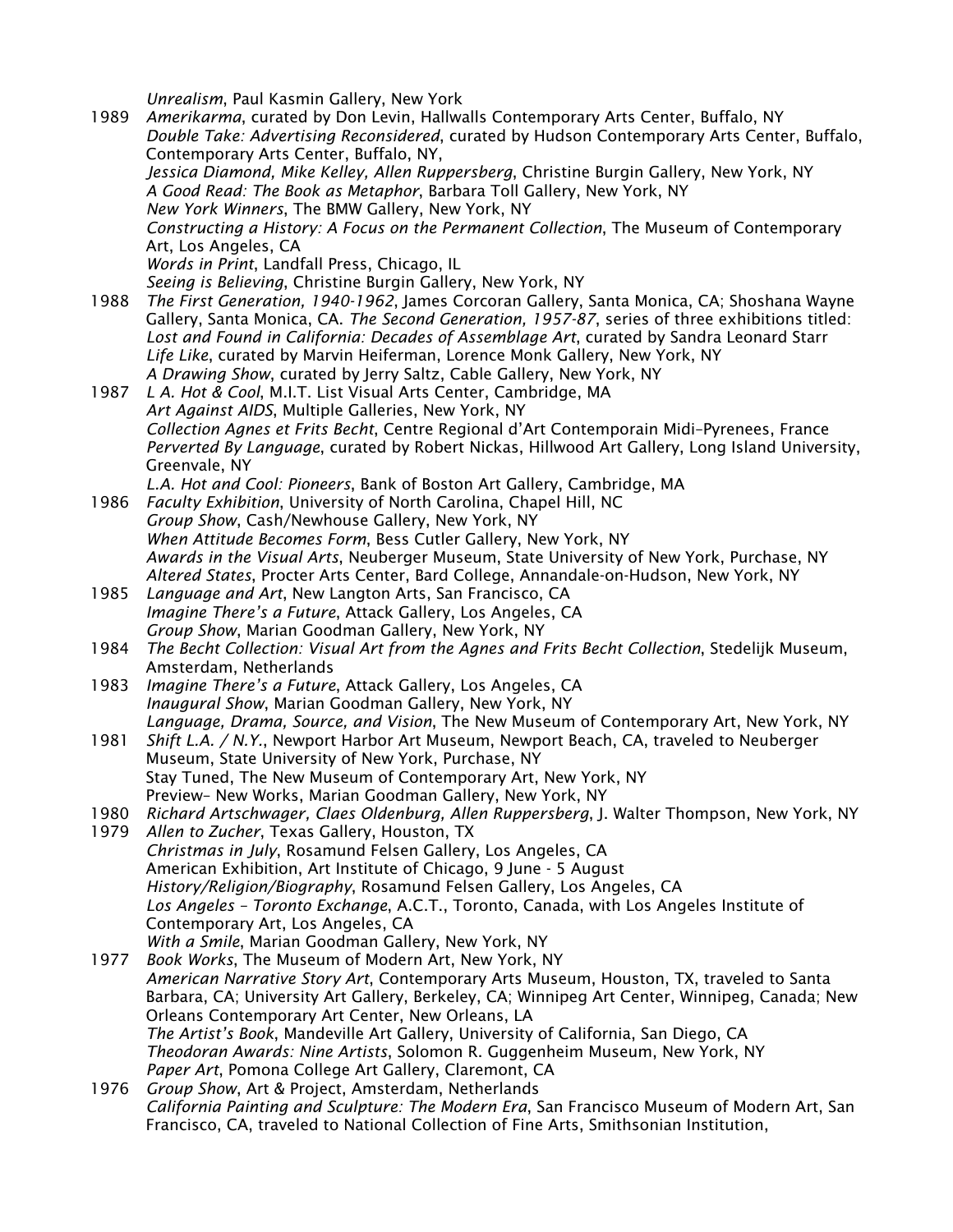*Unrealism*, Paul Kasmin Gallery, New York

1989 *Amerikarma*, curated by Don Levin, Hallwalls Contemporary Arts Center, Buffalo, NY
*Double Take: Advertising Reconsidered*, curated by Hudson Contemporary Arts Center, Buffalo, Contemporary Arts Center, Buffalo, NY,
*Jessica Diamond, Mike Kelley, Allen Ruppersberg*, Christine Burgin Gallery, New York, NY
*A Good Read: The Book as Metaphor*, Barbara Toll Gallery, New York, NY
*New York Winners*, The BMW Gallery, New York, NY
*Constructing a History: A Focus on the Permanent Collection*, The Museum of Contemporary Art, Los Angeles, CA
*Words in Print*, Landfall Press, Chicago, IL
*Seeing is Believing*, Christine Burgin Gallery, New York, NY

1988 *The First Generation, 1940-1962*, James Corcoran Gallery, Santa Monica, CA; Shoshana Wayne Gallery, Santa Monica, CA. *The Second Generation, 1957-87*, series of three exhibitions titled: *Lost and Found in California: Decades of Assemblage Art*, curated by Sandra Leonard Starr
*Life Like*, curated by Marvin Heiferman, Lorence Monk Gallery, New York, NY
*A Drawing Show*, curated by Jerry Saltz, Cable Gallery, New York, NY

1987 *L A. Hot & Cool*, M.I.T. List Visual Arts Center, Cambridge, MA
*Art Against AIDS*, Multiple Galleries, New York, NY
*Collection Agnes et Frits Becht*, Centre Regional d'Art Contemporain Midi–Pyrenees, France
*Perverted By Language*, curated by Robert Nickas, Hillwood Art Gallery, Long Island University, Greenvale, NY
*L.A. Hot and Cool: Pioneers*, Bank of Boston Art Gallery, Cambridge, MA

1986 *Faculty Exhibition*, University of North Carolina, Chapel Hill, NC
*Group Show*, Cash/Newhouse Gallery, New York, NY
*When Attitude Becomes Form*, Bess Cutler Gallery, New York, NY
*Awards in the Visual Arts*, Neuberger Museum, State University of New York, Purchase, NY
*Altered States*, Procter Arts Center, Bard College, Annandale-on-Hudson, New York, NY

1985 *Language and Art*, New Langton Arts, San Francisco, CA
*Imagine There's a Future*, Attack Gallery, Los Angeles, CA
*Group Show*, Marian Goodman Gallery, New York, NY

1984 *The Becht Collection: Visual Art from the Agnes and Frits Becht Collection*, Stedelijk Museum, Amsterdam, Netherlands

1983 *Imagine There's a Future*, Attack Gallery, Los Angeles, CA
*Inaugural Show*, Marian Goodman Gallery, New York, NY
*Language, Drama, Source, and Vision*, The New Museum of Contemporary Art, New York, NY

1981 *Shift L.A. / N.Y.*, Newport Harbor Art Museum, Newport Beach, CA, traveled to Neuberger Museum, State University of New York, Purchase, NY
Stay Tuned, The New Museum of Contemporary Art, New York, NY
Preview– New Works, Marian Goodman Gallery, New York, NY

1980 *Richard Artschwager, Claes Oldenburg, Allen Ruppersberg*, J. Walter Thompson, New York, NY

1979 *Allen to Zucher*, Texas Gallery, Houston, TX
*Christmas in July*, Rosamund Felsen Gallery, Los Angeles, CA
American Exhibition, Art Institute of Chicago, 9 June - 5 August
*History/Religion/Biography*, Rosamund Felsen Gallery, Los Angeles, CA
*Los Angeles – Toronto Exchange*, A.C.T., Toronto, Canada, with Los Angeles Institute of Contemporary Art, Los Angeles, CA
*With a Smile*, Marian Goodman Gallery, New York, NY

1977 *Book Works*, The Museum of Modern Art, New York, NY
*American Narrative Story Art*, Contemporary Arts Museum, Houston, TX, traveled to Santa Barbara, CA; University Art Gallery, Berkeley, CA; Winnipeg Art Center, Winnipeg, Canada; New Orleans Contemporary Art Center, New Orleans, LA
*The Artist's Book*, Mandeville Art Gallery, University of California, San Diego, CA
*Theodoran Awards: Nine Artists*, Solomon R. Guggenheim Museum, New York, NY
*Paper Art*, Pomona College Art Gallery, Claremont, CA

1976 *Group Show*, Art & Project, Amsterdam, Netherlands
*California Painting and Sculpture: The Modern Era*, San Francisco Museum of Modern Art, San Francisco, CA, traveled to National Collection of Fine Arts, Smithsonian Institution,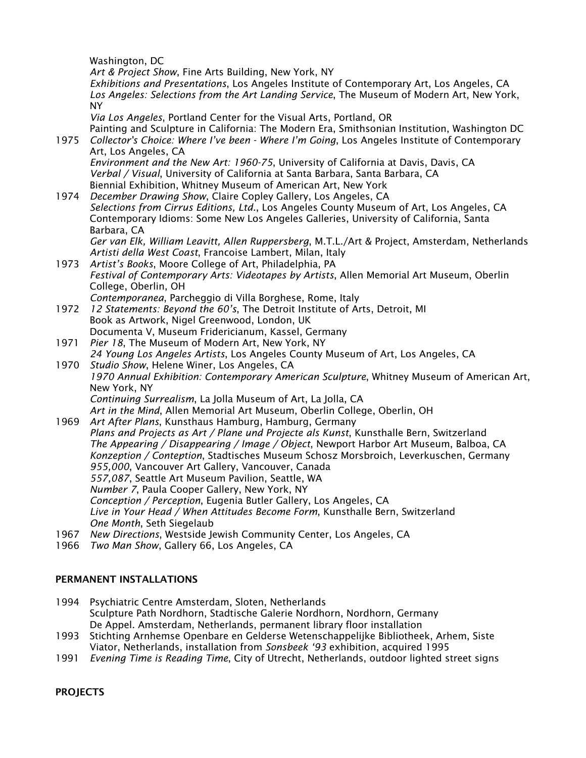Washington, DC
*Art & Project Show*, Fine Arts Building, New York, NY
*Exhibitions and Presentations*, Los Angeles Institute of Contemporary Art, Los Angeles, CA
*Los Angeles: Selections from the Art Landing Service*, The Museum of Modern Art, New York, NY
*Via Los Angeles*, Portland Center for the Visual Arts, Portland, OR
Painting and Sculpture in California: The Modern Era, Smithsonian Institution, Washington DC

1975 *Collector's Choice: Where I've been - Where I'm Going*, Los Angeles Institute of Contemporary Art, Los Angeles, CA
*Environment and the New Art: 1960-75*, University of California at Davis, Davis, CA
*Verbal / Visual*, University of California at Santa Barbara, Santa Barbara, CA
Biennial Exhibition, Whitney Museum of American Art, New York

1974 *December Drawing Show*, Claire Copley Gallery, Los Angeles, CA
*Selections from Cirrus Editions, Ltd.*, Los Angeles County Museum of Art, Los Angeles, CA
Contemporary Idioms: Some New Los Angeles Galleries, University of California, Santa Barbara, CA
*Ger van Elk, William Leavitt, Allen Ruppersberg*, M.T.L./Art & Project, Amsterdam, Netherlands
*Artisti della West Coast*, Francoise Lambert, Milan, Italy

1973 *Artist's Books*, Moore College of Art, Philadelphia, PA
*Festival of Contemporary Arts: Videotapes by Artists*, Allen Memorial Art Museum, Oberlin College, Oberlin, OH
*Contemporanea*, Parcheggio di Villa Borghese, Rome, Italy

1972 *12 Statements: Beyond the 60's*, The Detroit Institute of Arts, Detroit, MI
Book as Artwork, Nigel Greenwood, London, UK
Documenta V, Museum Fridericianum, Kassel, Germany

1971 *Pier 18*, The Museum of Modern Art, New York, NY
*24 Young Los Angeles Artists*, Los Angeles County Museum of Art, Los Angeles, CA

1970 *Studio Show*, Helene Winer, Los Angeles, CA
*1970 Annual Exhibition: Contemporary American Sculpture*, Whitney Museum of American Art, New York, NY
*Continuing Surrealism*, La Jolla Museum of Art, La Jolla, CA
*Art in the Mind*, Allen Memorial Art Museum, Oberlin College, Oberlin, OH

1969 *Art After Plans*, Kunsthaus Hamburg, Hamburg, Germany
*Plans and Projects as Art / Plane und Projecte als Kunst*, Kunsthalle Bern, Switzerland
*The Appearing / Disappearing / Image / Object*, Newport Harbor Art Museum, Balboa, CA
*Konzeption / Conteption*, Stadtisches Museum Schosz Morsbroich, Leverkuschen, Germany
*955,000*, Vancouver Art Gallery, Vancouver, Canada
*557,087*, Seattle Art Museum Pavilion, Seattle, WA
*Number 7*, Paula Cooper Gallery, New York, NY
*Conception / Perception*, Eugenia Butler Gallery, Los Angeles, CA
*Live in Your Head / When Attitudes Become Form*, Kunsthalle Bern, Switzerland
*One Month*, Seth Siegelaub

1967 *New Directions*, Westside Jewish Community Center, Los Angeles, CA

1966 *Two Man Show*, Gallery 66, Los Angeles, CA

## PERMANENT INSTALLATIONS

1994 Psychiatric Centre Amsterdam, Sloten, Netherlands
Sculpture Path Nordhorn, Stadtische Galerie Nordhorn, Nordhorn, Germany
De Appel. Amsterdam, Netherlands, permanent library floor installation

1993 Stichting Arnhemse Openbare en Gelderse Wetenschappelijke Bibliotheek, Arhem, Siste Viator, Netherlands, installation from *Sonsbeek '93* exhibition, acquired 1995

1991 *Evening Time is Reading Time*, City of Utrecht, Netherlands, outdoor lighted street signs

## PROJECTS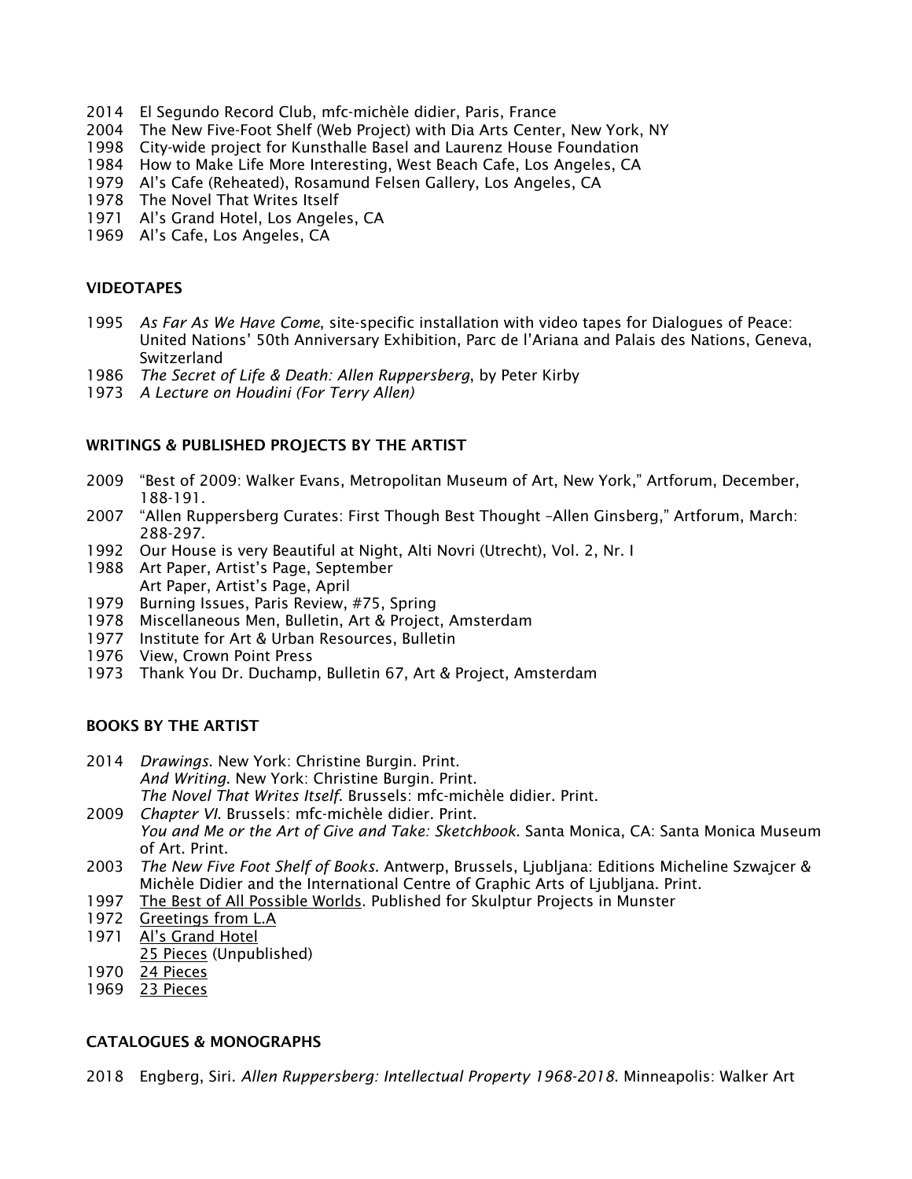2014 El Segundo Record Club, mfc-michèle didier, Paris, France
2004 The New Five-Foot Shelf (Web Project) with Dia Arts Center, New York, NY
1998 City-wide project for Kunsthalle Basel and Laurenz House Foundation
1984 How to Make Life More Interesting, West Beach Cafe, Los Angeles, CA
1979 Al's Cafe (Reheated), Rosamund Felsen Gallery, Los Angeles, CA
1978 The Novel That Writes Itself
1971 Al's Grand Hotel, Los Angeles, CA
1969 Al's Cafe, Los Angeles, CA

### VIDEOTAPES

1995 *As Far As We Have Come*, site-specific installation with video tapes for Dialogues of Peace: United Nations' 50th Anniversary Exhibition, Parc de l'Ariana and Palais des Nations, Geneva, Switzerland
1986 *The Secret of Life & Death: Allen Ruppersberg*, by Peter Kirby
1973 *A Lecture on Houdini (For Terry Allen)*

### WRITINGS & PUBLISHED PROJECTS BY THE ARTIST

2009 "Best of 2009: Walker Evans, Metropolitan Museum of Art, New York," Artforum, December, 188-191.
2007 "Allen Ruppersberg Curates: First Though Best Thought –Allen Ginsberg," Artforum, March: 288-297.
1992 Our House is very Beautiful at Night, Alti Novri (Utrecht), Vol. 2, Nr. I
1988 Art Paper, Artist's Page, September
Art Paper, Artist's Page, April
1979 Burning Issues, Paris Review, #75, Spring
1978 Miscellaneous Men, Bulletin, Art & Project, Amsterdam
1977 Institute for Art & Urban Resources, Bulletin
1976 View, Crown Point Press
1973 Thank You Dr. Duchamp, Bulletin 67, Art & Project, Amsterdam

### BOOKS BY THE ARTIST

2014 *Drawings*. New York: Christine Burgin. Print.
*And Writing*. New York: Christine Burgin. Print.
*The Novel That Writes Itself*. Brussels: mfc-michèle didier. Print.
2009 *Chapter VI*. Brussels: mfc-michèle didier. Print.
*You and Me or the Art of Give and Take: Sketchbook*. Santa Monica, CA: Santa Monica Museum of Art. Print.
2003 *The New Five Foot Shelf of Books*. Antwerp, Brussels, Ljubljana: Editions Micheline Szwajcer & Michèle Didier and the International Centre of Graphic Arts of Ljubljana. Print.
1997 The Best of All Possible Worlds. Published for Skulptur Projects in Munster
1972 Greetings from L.A
1971 Al's Grand Hotel
25 Pieces (Unpublished)
1970 24 Pieces
1969 23 Pieces

### CATALOGUES & MONOGRAPHS

2018 Engberg, Siri. *Allen Ruppersberg: Intellectual Property 1968-2018*. Minneapolis: Walker Art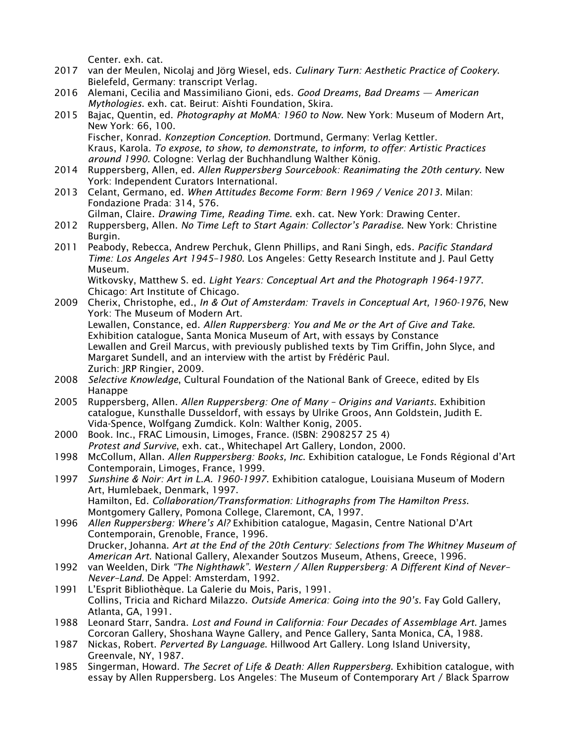Center. exh. cat.

2017 van der Meulen, Nicolaj and Jörg Wiesel, eds. *Culinary Turn: Aesthetic Practice of Cookery*. Bielefeld, Germany: transcript Verlag.

2016 Alemani, Cecilia and Massimiliano Gioni, eds. *Good Dreams, Bad Dreams — American Mythologies*. exh. cat. Beirut: Aïshti Foundation, Skira.

2015 Bajac, Quentin, ed. *Photography at MoMA: 1960 to Now*. New York: Museum of Modern Art, New York: 66, 100.
Fischer, Konrad. *Konzeption Conception*. Dortmund, Germany: Verlag Kettler.
Kraus, Karola. *To expose, to show, to demonstrate, to inform, to offer: Artistic Practices around 1990*. Cologne: Verlag der Buchhandlung Walther König.

2014 Ruppersberg, Allen, ed. *Allen Ruppersberg Sourcebook: Reanimating the 20th century*. New York: Independent Curators International.

2013 Celant, Germano, ed. *When Attitudes Become Form: Bern 1969 / Venice 2013*. Milan: Fondazione Prada: 314, 576.
Gilman, Claire. *Drawing Time, Reading Time*. exh. cat. New York: Drawing Center.

2012 Ruppersberg, Allen. *No Time Left to Start Again: Collector's Paradise*. New York: Christine Burgin.

2011 Peabody, Rebecca, Andrew Perchuk, Glenn Phillips, and Rani Singh, eds. *Pacific Standard Time: Los Angeles Art 1945–1980*. Los Angeles: Getty Research Institute and J. Paul Getty Museum.
Witkovsky, Matthew S. ed. *Light Years: Conceptual Art and the Photograph 1964-1977*. Chicago: Art Institute of Chicago.

2009 Cherix, Christophe, ed., *In & Out of Amsterdam: Travels in Conceptual Art, 1960-1976*, New York: The Museum of Modern Art.
Lewallen, Constance, ed. *Allen Ruppersberg: You and Me or the Art of Give and Take*. Exhibition catalogue, Santa Monica Museum of Art, with essays by Constance Lewallen and Greil Marcus, with previously published texts by Tim Griffin, John Slyce, and Margaret Sundell, and an interview with the artist by Frédéric Paul. Zurich: JRP Ringier, 2009.

2008 *Selective Knowledge*, Cultural Foundation of the National Bank of Greece, edited by Els Hanappe

2005 Ruppersberg, Allen. *Allen Ruppersberg: One of Many – Origins and Variants*. Exhibition catalogue, Kunsthalle Dusseldorf, with essays by Ulrike Groos, Ann Goldstein, Judith E. Vida-Spence, Wolfgang Zumdick. Koln: Walther Konig, 2005.

2000 Book. Inc., FRAC Limousin, Limoges, France. (ISBN: 2908257 25 4)
*Protest and Survive*, exh. cat., Whitechapel Art Gallery, London, 2000.

1998 McCollum, Allan. *Allen Ruppersberg: Books, Inc*. Exhibition catalogue, Le Fonds Régional d'Art Contemporain, Limoges, France, 1999.

1997 *Sunshine & Noir: Art in L.A. 1960-1997*. Exhibition catalogue, Louisiana Museum of Modern Art, Humlebaek, Denmark, 1997.
Hamilton, Ed. *Collaboration/Transformation: Lithographs from The Hamilton Press*. Montgomery Gallery, Pomona College, Claremont, CA, 1997.

1996 *Allen Ruppersberg: Where's Al?* Exhibition catalogue, Magasin, Centre National D'Art Contemporain, Grenoble, France, 1996.
Drucker, Johanna. *Art at the End of the 20th Century: Selections from The Whitney Museum of American Art*. National Gallery, Alexander Soutzos Museum, Athens, Greece, 1996.

1992 van Weelden, Dirk *"The Nighthawk". Western / Allen Ruppersberg: A Different Kind of Never-Never-Land*. De Appel: Amsterdam, 1992.

1991 L'Esprit Bibliothèque. La Galerie du Mois, Paris, 1991.
Collins, Tricia and Richard Milazzo. *Outside America: Going into the 90's*. Fay Gold Gallery, Atlanta, GA, 1991.

1988 Leonard Starr, Sandra. *Lost and Found in California: Four Decades of Assemblage Art*. James Corcoran Gallery, Shoshana Wayne Gallery, and Pence Gallery, Santa Monica, CA, 1988.

1987 Nickas, Robert. *Perverted By Language*. Hillwood Art Gallery. Long Island University, Greenvale, NY, 1987.

1985 Singerman, Howard. *The Secret of Life & Death: Allen Ruppersberg*. Exhibition catalogue, with essay by Allen Ruppersberg. Los Angeles: The Museum of Contemporary Art / Black Sparrow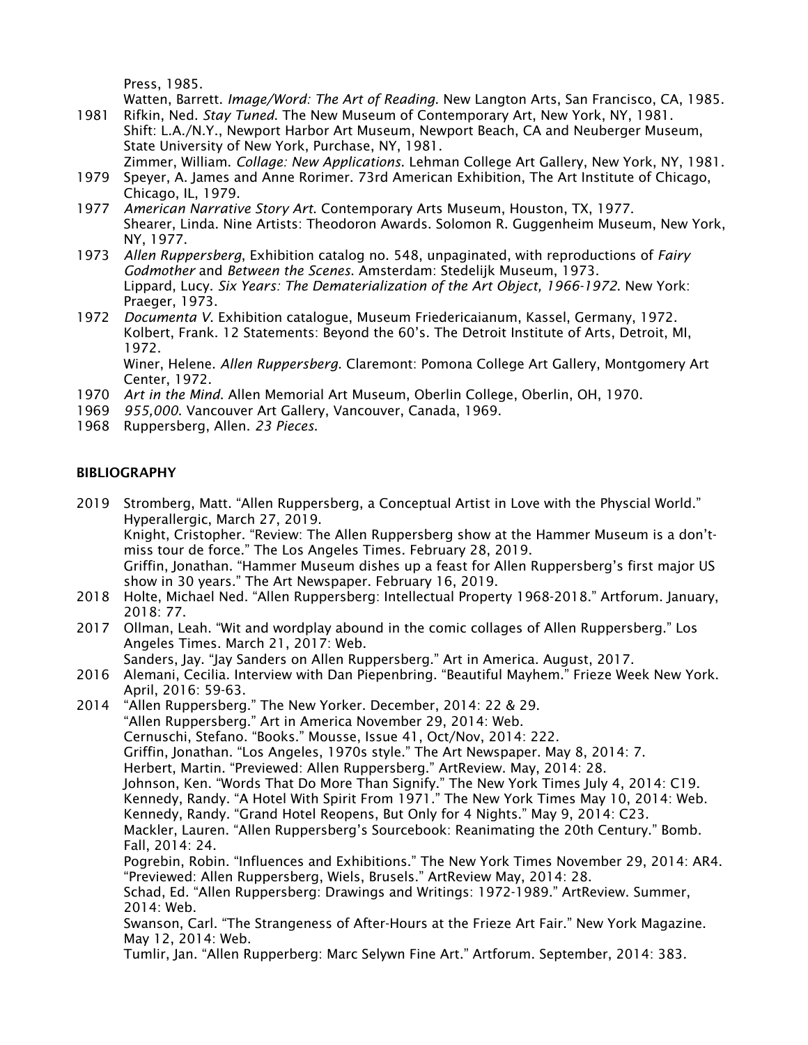Press, 1985.

Watten, Barrett. *Image/Word: The Art of Reading*. New Langton Arts, San Francisco, CA, 1985.

1981 Rifkin, Ned. *Stay Tuned*. The New Museum of Contemporary Art, New York, NY, 1981.
Shift: L.A./N.Y., Newport Harbor Art Museum, Newport Beach, CA and Neuberger Museum, State University of New York, Purchase, NY, 1981.
Zimmer, William. *Collage: New Applications*. Lehman College Art Gallery, New York, NY, 1981.

1979 Speyer, A. James and Anne Rorimer. 73rd American Exhibition, The Art Institute of Chicago, Chicago, IL, 1979.

1977 *American Narrative Story Art*. Contemporary Arts Museum, Houston, TX, 1977.
Shearer, Linda. Nine Artists: Theodoron Awards. Solomon R. Guggenheim Museum, New York, NY, 1977.

1973 *Allen Ruppersberg*, Exhibition catalog no. 548, unpaginated, with reproductions of *Fairy Godmother* and *Between the Scenes*. Amsterdam: Stedelijk Museum, 1973.
Lippard, Lucy. *Six Years: The Dematerialization of the Art Object, 1966-1972*. New York: Praeger, 1973.

1972 *Documenta V*. Exhibition catalogue, Museum Friedericaianum, Kassel, Germany, 1972.
Kolbert, Frank. 12 Statements: Beyond the 60's. The Detroit Institute of Arts, Detroit, MI, 1972.
Winer, Helene. *Allen Ruppersberg*. Claremont: Pomona College Art Gallery, Montgomery Art Center, 1972.

1970 *Art in the Mind*. Allen Memorial Art Museum, Oberlin College, Oberlin, OH, 1970.

1969 *955,000*. Vancouver Art Gallery, Vancouver, Canada, 1969.

1968 Ruppersberg, Allen. *23 Pieces*.

## BIBLIOGRAPHY

2019 Stromberg, Matt. "Allen Ruppersberg, a Conceptual Artist in Love with the Physcial World." Hyperallergic, March 27, 2019.
Knight, Cristopher. "Review: The Allen Ruppersberg show at the Hammer Museum is a don't-miss tour de force." The Los Angeles Times. February 28, 2019.
Griffin, Jonathan. "Hammer Museum dishes up a feast for Allen Ruppersberg's first major US show in 30 years." The Art Newspaper. February 16, 2019.

2018 Holte, Michael Ned. "Allen Ruppersberg: Intellectual Property 1968-2018." Artforum. January, 2018: 77.

2017 Ollman, Leah. "Wit and wordplay abound in the comic collages of Allen Ruppersberg." Los Angeles Times. March 21, 2017: Web.
Sanders, Jay. "Jay Sanders on Allen Ruppersberg." Art in America. August, 2017.

2016 Alemani, Cecilia. Interview with Dan Piepenbring. "Beautiful Mayhem." Frieze Week New York. April, 2016: 59-63.

2014 "Allen Ruppersberg." The New Yorker. December, 2014: 22 & 29.
"Allen Ruppersberg." Art in America November 29, 2014: Web.
Cernuschi, Stefano. "Books." Mousse, Issue 41, Oct/Nov, 2014: 222.
Griffin, Jonathan. "Los Angeles, 1970s style." The Art Newspaper. May 8, 2014: 7.
Herbert, Martin. "Previewed: Allen Ruppersberg." ArtReview. May, 2014: 28.
Johnson, Ken. "Words That Do More Than Signify." The New York Times July 4, 2014: C19.
Kennedy, Randy. "A Hotel With Spirit From 1971." The New York Times May 10, 2014: Web.
Kennedy, Randy. "Grand Hotel Reopens, But Only for 4 Nights." May 9, 2014: C23.
Mackler, Lauren. "Allen Ruppersberg's Sourcebook: Reanimating the 20th Century." Bomb. Fall, 2014: 24.
Pogrebin, Robin. "Influences and Exhibitions." The New York Times November 29, 2014: AR4.
"Previewed: Allen Ruppersberg, Wiels, Brusels." ArtReview May, 2014: 28.
Schad, Ed. "Allen Ruppersberg: Drawings and Writings: 1972-1989." ArtReview. Summer, 2014: Web.
Swanson, Carl. "The Strangeness of After-Hours at the Frieze Art Fair." New York Magazine. May 12, 2014: Web.
Tumlir, Jan. "Allen Rupperberg: Marc Selywn Fine Art." Artforum. September, 2014: 383.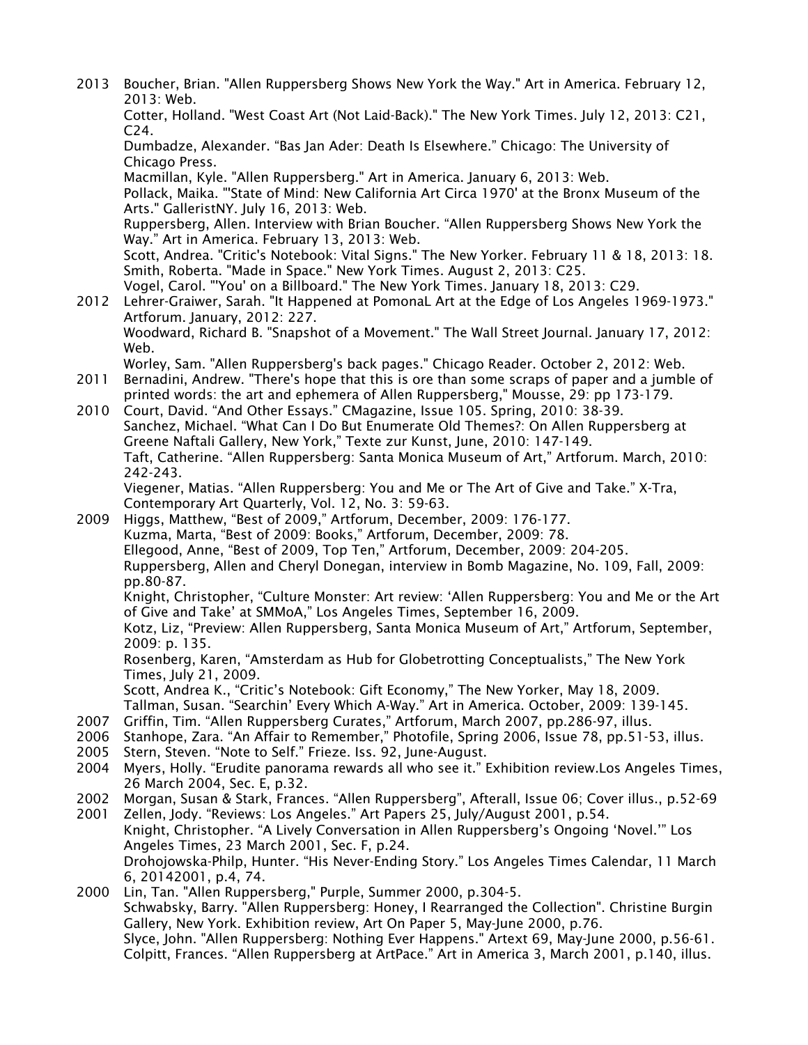2013 Boucher, Brian. "Allen Ruppersberg Shows New York the Way." Art in America. February 12, 2013: Web.
Cotter, Holland. "West Coast Art (Not Laid-Back)." The New York Times. July 12, 2013: C21, C24.
Dumbadze, Alexander. "Bas Jan Ader: Death Is Elsewhere." Chicago: The University of Chicago Press.
Macmillan, Kyle. "Allen Ruppersberg." Art in America. January 6, 2013: Web.
Pollack, Maika. "'State of Mind: New California Art Circa 1970' at the Bronx Museum of the Arts." GalleristNY. July 16, 2013: Web.
Ruppersberg, Allen. Interview with Brian Boucher. "Allen Ruppersberg Shows New York the Way." Art in America. February 13, 2013: Web.
Scott, Andrea. "Critic's Notebook: Vital Signs." The New Yorker. February 11 & 18, 2013: 18.
Smith, Roberta. "Made in Space." New York Times. August 2, 2013: C25.
Vogel, Carol. "'You' on a Billboard." The New York Times. January 18, 2013: C29.

2012 Lehrer-Graiwer, Sarah. "It Happened at PomonaL Art at the Edge of Los Angeles 1969-1973." Artforum. January, 2012: 227.
Woodward, Richard B. "Snapshot of a Movement." The Wall Street Journal. January 17, 2012: Web.
Worley, Sam. "Allen Ruppersberg's back pages." Chicago Reader. October 2, 2012: Web.

2011 Bernadini, Andrew. "There's hope that this is ore than some scraps of paper and a jumble of printed words: the art and ephemera of Allen Ruppersberg," Mousse, 29: pp 173-179.

2010 Court, David. "And Other Essays." CMagazine, Issue 105. Spring, 2010: 38-39.
Sanchez, Michael. "What Can I Do But Enumerate Old Themes?: On Allen Ruppersberg at Greene Naftali Gallery, New York," Texte zur Kunst, June, 2010: 147-149.
Taft, Catherine. "Allen Ruppersberg: Santa Monica Museum of Art," Artforum. March, 2010: 242-243.
Viegener, Matias. "Allen Ruppersberg: You and Me or The Art of Give and Take." X-Tra, Contemporary Art Quarterly, Vol. 12, No. 3: 59-63.

2009 Higgs, Matthew, "Best of 2009," Artforum, December, 2009: 176-177.
Kuzma, Marta, "Best of 2009: Books," Artforum, December, 2009: 78.
Ellegood, Anne, "Best of 2009, Top Ten," Artforum, December, 2009: 204-205.
Ruppersberg, Allen and Cheryl Donegan, interview in Bomb Magazine, No. 109, Fall, 2009: pp.80-87.
Knight, Christopher, "Culture Monster: Art review: 'Allen Ruppersberg: You and Me or the Art of Give and Take' at SMMoA," Los Angeles Times, September 16, 2009.
Kotz, Liz, "Preview: Allen Ruppersberg, Santa Monica Museum of Art," Artforum, September, 2009: p. 135.
Rosenberg, Karen, "Amsterdam as Hub for Globetrotting Conceptualists," The New York Times, July 21, 2009.
Scott, Andrea K., "Critic's Notebook: Gift Economy," The New Yorker, May 18, 2009.
Tallman, Susan. "Searchin' Every Which A-Way." Art in America. October, 2009: 139-145.

2007 Griffin, Tim. "Allen Ruppersberg Curates," Artforum, March 2007, pp.286-97, illus.

2006 Stanhope, Zara. "An Affair to Remember," Photofile, Spring 2006, Issue 78, pp.51-53, illus.

2005 Stern, Steven. "Note to Self." Frieze. Iss. 92, June-August.

2004 Myers, Holly. "Erudite panorama rewards all who see it." Exhibition review.Los Angeles Times, 26 March 2004, Sec. E, p.32.

2002 Morgan, Susan & Stark, Frances. "Allen Ruppersberg", Afterall, Issue 06; Cover illus., p.52-69

2001 Zellen, Jody. "Reviews: Los Angeles." Art Papers 25, July/August 2001, p.54.
Knight, Christopher. "A Lively Conversation in Allen Ruppersberg's Ongoing 'Novel.'" Los Angeles Times, 23 March 2001, Sec. F, p.24.
Drohojowska-Philp, Hunter. "His Never-Ending Story." Los Angeles Times Calendar, 11 March 6, 20142001, p.4, 74.

2000 Lin, Tan. "Allen Ruppersberg," Purple, Summer 2000, p.304-5.
Schwabsky, Barry. "Allen Ruppersberg: Honey, I Rearranged the Collection". Christine Burgin Gallery, New York. Exhibition review, Art On Paper 5, May-June 2000, p.76.
Slyce, John. "Allen Ruppersberg: Nothing Ever Happens." Artext 69, May-June 2000, p.56-61.
Colpitt, Frances. "Allen Ruppersberg at ArtPace." Art in America 3, March 2001, p.140, illus.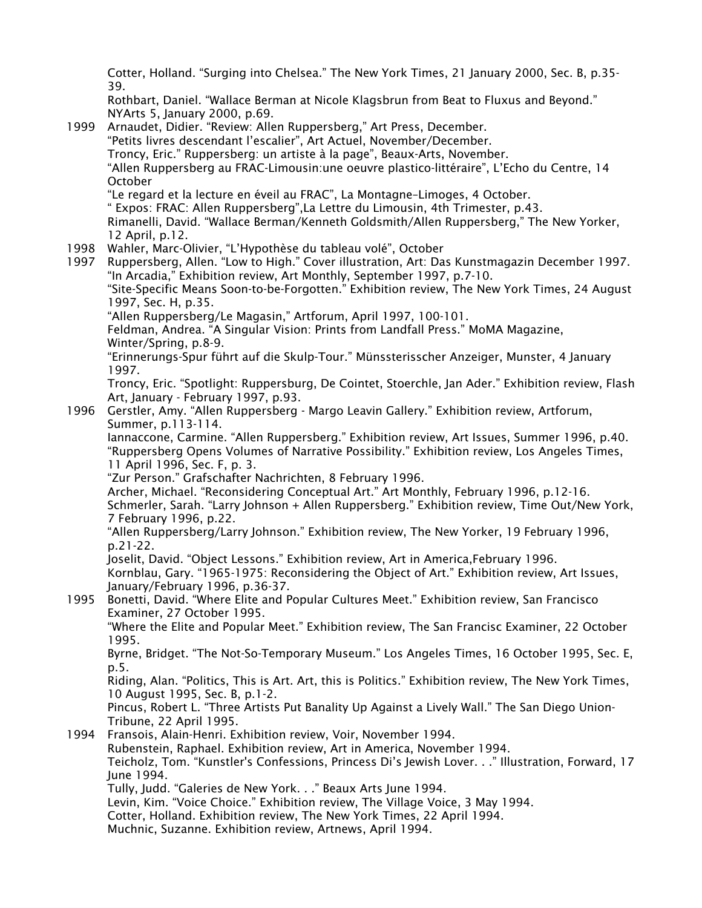Cotter, Holland. “Surging into Chelsea.” The New York Times, 21 January 2000, Sec. B, p.35-39.
Rothbart, Daniel. “Wallace Berman at Nicole Klagsbrun from Beat to Fluxus and Beyond.” NYArts 5, January 2000, p.69.

1999 Arnaudet, Didier. “Review: Allen Ruppersberg,” Art Press, December.
“Petits livres descendant l’escalier”, Art Actuel, November/December.
Troncy, Eric.” Ruppersberg: un artiste à la page”, Beaux-Arts, November.
“Allen Ruppersberg au FRAC-Limousin:une oeuvre plastico-littéraire”, L’Echo du Centre, 14 October
“Le regard et la lecture en éveil au FRAC”, La Montagne–Limoges, 4 October.
“ Expos: FRAC: Allen Ruppersberg”,La Lettre du Limousin, 4th Trimester, p.43.
Rimanelli, David. “Wallace Berman/Kenneth Goldsmith/Allen Ruppersberg,” The New Yorker, 12 April, p.12.

1998 Wahler, Marc-Olivier, “L’Hypothèse du tableau volé”, October

1997 Ruppersberg, Allen. “Low to High.” Cover illustration, Art: Das Kunstmagazin December 1997.
“In Arcadia,” Exhibition review, Art Monthly, September 1997, p.7-10.
“Site-Specific Means Soon-to-be-Forgotten.” Exhibition review, The New York Times, 24 August 1997, Sec. H, p.35.
“Allen Ruppersberg/Le Magasin,” Artforum, April 1997, 100-101.
Feldman, Andrea. “A Singular Vision: Prints from Landfall Press.” MoMA Magazine, Winter/Spring, p.8-9.
“Erinnerungs-Spur führt auf die Skulp-Tour.” Münssterisscher Anzeiger, Munster, 4 January 1997.
Troncy, Eric. “Spotlight: Ruppersburg, De Cointet, Stoerchle, Jan Ader.” Exhibition review, Flash Art, January - February 1997, p.93.

1996 Gerstler, Amy. “Allen Ruppersberg - Margo Leavin Gallery.” Exhibition review, Artforum, Summer, p.113-114.
Iannaccone, Carmine. “Allen Ruppersberg.” Exhibition review, Art Issues, Summer 1996, p.40.
“Ruppersberg Opens Volumes of Narrative Possibility.” Exhibition review, Los Angeles Times, 11 April 1996, Sec. F, p. 3.
“Zur Person.” Grafschafter Nachrichten, 8 February 1996.
Archer, Michael. “Reconsidering Conceptual Art.” Art Monthly, February 1996, p.12-16.
Schmerler, Sarah. “Larry Johnson + Allen Ruppersberg.” Exhibition review, Time Out/New York, 7 February 1996, p.22.
“Allen Ruppersberg/Larry Johnson.” Exhibition review, The New Yorker, 19 February 1996, p.21-22.
Joselit, David. “Object Lessons.” Exhibition review, Art in America,February 1996.
Kornblau, Gary. “1965-1975: Reconsidering the Object of Art.” Exhibition review, Art Issues, January/February 1996, p.36-37.

1995 Bonetti, David. “Where Elite and Popular Cultures Meet.” Exhibition review, San Francisco Examiner, 27 October 1995.
“Where the Elite and Popular Meet.” Exhibition review, The San Francisc Examiner, 22 October 1995.
Byrne, Bridget. “The Not-So-Temporary Museum.” Los Angeles Times, 16 October 1995, Sec. E, p.5.
Riding, Alan. “Politics, This is Art. Art, this is Politics.” Exhibition review, The New York Times, 10 August 1995, Sec. B, p.1-2.
Pincus, Robert L. “Three Artists Put Banality Up Against a Lively Wall.” The San Diego Union-Tribune, 22 April 1995.

1994 Fransois, Alain-Henri. Exhibition review, Voir, November 1994.
Rubenstein, Raphael. Exhibition review, Art in America, November 1994.
Teicholz, Tom. “Kunstler's Confessions, Princess Di’s Jewish Lover. . .” Illustration, Forward, 17 June 1994.
Tully, Judd. “Galeries de New York. . .” Beaux Arts June 1994.
Levin, Kim. “Voice Choice.” Exhibition review, The Village Voice, 3 May 1994.
Cotter, Holland. Exhibition review, The New York Times, 22 April 1994.
Muchnic, Suzanne. Exhibition review, Artnews, April 1994.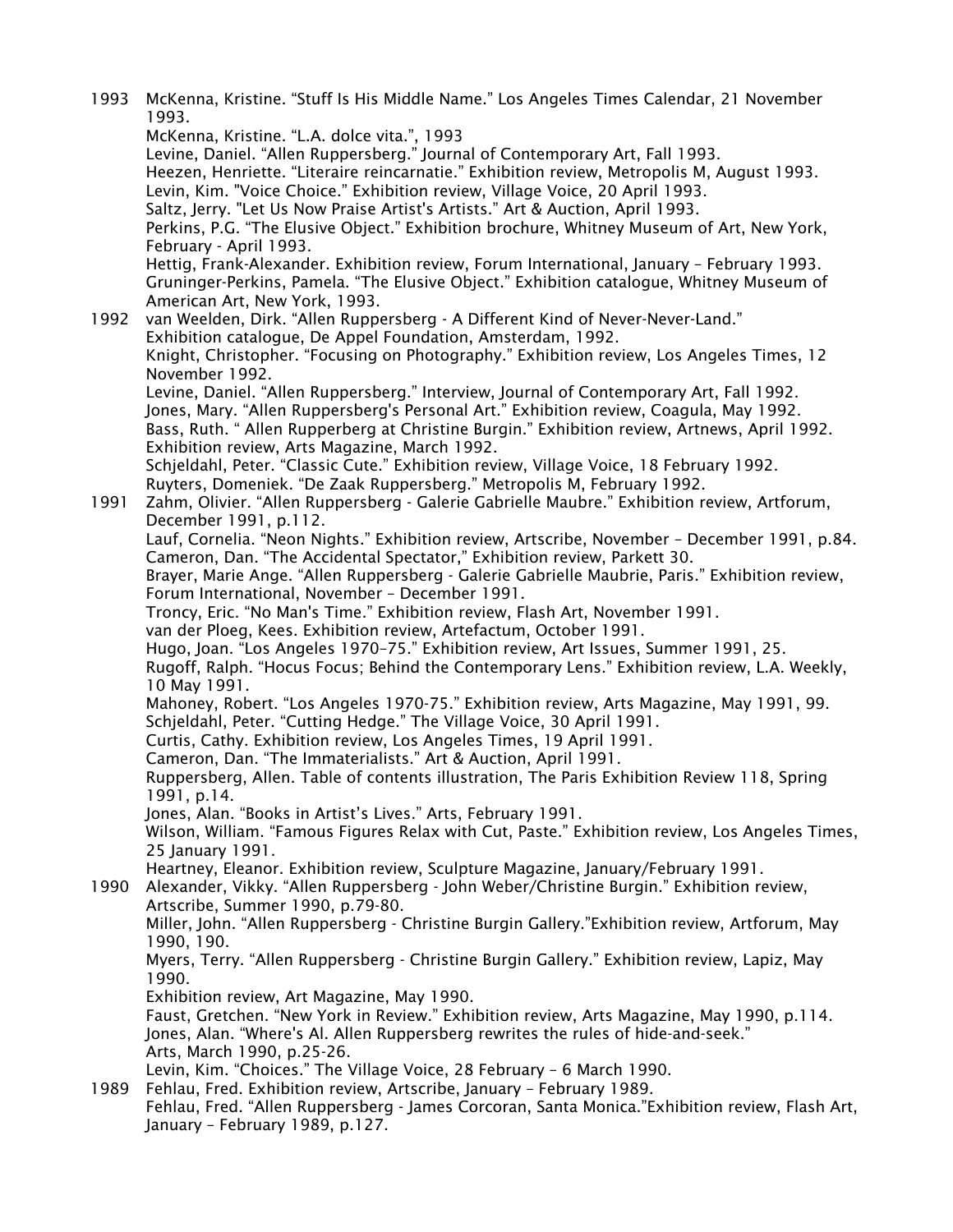1993 McKenna, Kristine. “Stuff Is His Middle Name.” Los Angeles Times Calendar, 21 November 1993.
McKenna, Kristine. “L.A. dolce vita.”, 1993
Levine, Daniel. “Allen Ruppersberg.” Journal of Contemporary Art, Fall 1993.
Heezen, Henriette. “Literaire reincarnatie.” Exhibition review, Metropolis M, August 1993.
Levin, Kim. "Voice Choice.” Exhibition review, Village Voice, 20 April 1993.
Saltz, Jerry. "Let Us Now Praise Artist's Artists.” Art & Auction, April 1993.
Perkins, P.G. “The Elusive Object.” Exhibition brochure, Whitney Museum of Art, New York, February - April 1993.
Hettig, Frank-Alexander. Exhibition review, Forum International, January – February 1993.
Gruninger-Perkins, Pamela. “The Elusive Object.” Exhibition catalogue, Whitney Museum of American Art, New York, 1993.

1992 van Weelden, Dirk. “Allen Ruppersberg - A Different Kind of Never-Never-Land.” Exhibition catalogue, De Appel Foundation, Amsterdam, 1992.
Knight, Christopher. “Focusing on Photography.” Exhibition review, Los Angeles Times, 12 November 1992.
Levine, Daniel. “Allen Ruppersberg.” Interview, Journal of Contemporary Art, Fall 1992.
Jones, Mary. “Allen Ruppersberg's Personal Art.” Exhibition review, Coagula, May 1992.
Bass, Ruth. “ Allen Rupperberg at Christine Burgin.” Exhibition review, Artnews, April 1992.
Exhibition review, Arts Magazine, March 1992.
Schjeldahl, Peter. “Classic Cute.” Exhibition review, Village Voice, 18 February 1992.
Ruyters, Domeniek. “De Zaak Ruppersberg.” Metropolis M, February 1992.

1991 Zahm, Olivier. “Allen Ruppersberg - Galerie Gabrielle Maubre.” Exhibition review, Artforum, December 1991, p.112.
Lauf, Cornelia. “Neon Nights.” Exhibition review, Artscribe, November – December 1991, p.84.
Cameron, Dan. “The Accidental Spectator,” Exhibition review, Parkett 30.
Brayer, Marie Ange. “Allen Ruppersberg - Galerie Gabrielle Maubrie, Paris.” Exhibition review, Forum International, November – December 1991.
Troncy, Eric. “No Man's Time.” Exhibition review, Flash Art, November 1991.
van der Ploeg, Kees. Exhibition review, Artefactum, October 1991.
Hugo, Joan. “Los Angeles 1970–75.” Exhibition review, Art Issues, Summer 1991, 25.
Rugoff, Ralph. “Hocus Focus; Behind the Contemporary Lens.” Exhibition review, L.A. Weekly, 10 May 1991.
Mahoney, Robert. “Los Angeles 1970-75.” Exhibition review, Arts Magazine, May 1991, 99.
Schjeldahl, Peter. “Cutting Hedge.” The Village Voice, 30 April 1991.
Curtis, Cathy. Exhibition review, Los Angeles Times, 19 April 1991.
Cameron, Dan. “The Immaterialists.” Art & Auction, April 1991.
Ruppersberg, Allen. Table of contents illustration, The Paris Exhibition Review 118, Spring 1991, p.14.
Jones, Alan. “Books in Artist’s Lives.” Arts, February 1991.
Wilson, William. “Famous Figures Relax with Cut, Paste.” Exhibition review, Los Angeles Times, 25 January 1991.
Heartney, Eleanor. Exhibition review, Sculpture Magazine, January/February 1991.

1990 Alexander, Vikky. “Allen Ruppersberg - John Weber/Christine Burgin.” Exhibition review, Artscribe, Summer 1990, p.79-80.
Miller, John. “Allen Ruppersberg - Christine Burgin Gallery.”Exhibition review, Artforum, May 1990, 190.
Myers, Terry. “Allen Ruppersberg - Christine Burgin Gallery.” Exhibition review, Lapiz, May 1990.
Exhibition review, Art Magazine, May 1990.
Faust, Gretchen. “New York in Review.” Exhibition review, Arts Magazine, May 1990, p.114.
Jones, Alan. “Where's Al. Allen Ruppersberg rewrites the rules of hide-and-seek.” Arts, March 1990, p.25-26.
Levin, Kim. “Choices.” The Village Voice, 28 February – 6 March 1990.

1989 Fehlau, Fred. Exhibition review, Artscribe, January – February 1989.
Fehlau, Fred. “Allen Ruppersberg - James Corcoran, Santa Monica.”Exhibition review, Flash Art, January – February 1989, p.127.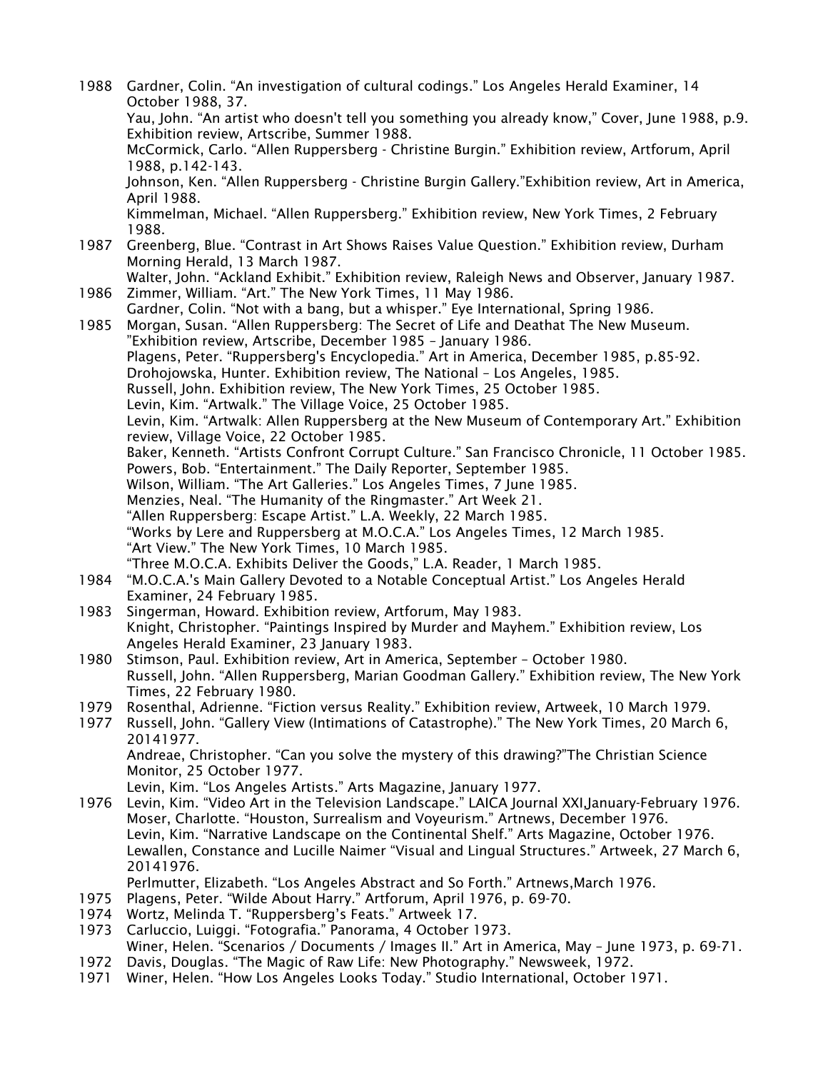1988 Gardner, Colin. "An investigation of cultural codings." Los Angeles Herald Examiner, 14 October 1988, 37.
Yau, John. "An artist who doesn't tell you something you already know," Cover, June 1988, p.9.
Exhibition review, Artscribe, Summer 1988.
McCormick, Carlo. "Allen Ruppersberg - Christine Burgin." Exhibition review, Artforum, April 1988, p.142-143.
Johnson, Ken. "Allen Ruppersberg - Christine Burgin Gallery."Exhibition review, Art in America, April 1988.
Kimmelman, Michael. "Allen Ruppersberg." Exhibition review, New York Times, 2 February 1988.

1987 Greenberg, Blue. "Contrast in Art Shows Raises Value Question." Exhibition review, Durham Morning Herald, 13 March 1987.
Walter, John. "Ackland Exhibit." Exhibition review, Raleigh News and Observer, January 1987.

1986 Zimmer, William. "Art." The New York Times, 11 May 1986.
Gardner, Colin. "Not with a bang, but a whisper." Eye International, Spring 1986.

1985 Morgan, Susan. "Allen Ruppersberg: The Secret of Life and Deathat The New Museum. "Exhibition review, Artscribe, December 1985 – January 1986.
Plagens, Peter. "Ruppersberg's Encyclopedia." Art in America, December 1985, p.85-92.
Drohojowska, Hunter. Exhibition review, The National – Los Angeles, 1985.
Russell, John. Exhibition review, The New York Times, 25 October 1985.
Levin, Kim. "Artwalk." The Village Voice, 25 October 1985.
Levin, Kim. "Artwalk: Allen Ruppersberg at the New Museum of Contemporary Art." Exhibition review, Village Voice, 22 October 1985.
Baker, Kenneth. "Artists Confront Corrupt Culture." San Francisco Chronicle, 11 October 1985.
Powers, Bob. "Entertainment." The Daily Reporter, September 1985.
Wilson, William. "The Art Galleries." Los Angeles Times, 7 June 1985.
Menzies, Neal. "The Humanity of the Ringmaster." Art Week 21.
"Allen Ruppersberg: Escape Artist." L.A. Weekly, 22 March 1985.
"Works by Lere and Ruppersberg at M.O.C.A." Los Angeles Times, 12 March 1985.
"Art View." The New York Times, 10 March 1985.
"Three M.O.C.A. Exhibits Deliver the Goods," L.A. Reader, 1 March 1985.

1984 "M.O.C.A.'s Main Gallery Devoted to a Notable Conceptual Artist." Los Angeles Herald Examiner, 24 February 1985.

1983 Singerman, Howard. Exhibition review, Artforum, May 1983.
Knight, Christopher. "Paintings Inspired by Murder and Mayhem." Exhibition review, Los Angeles Herald Examiner, 23 January 1983.

1980 Stimson, Paul. Exhibition review, Art in America, September – October 1980.
Russell, John. "Allen Ruppersberg, Marian Goodman Gallery." Exhibition review, The New York Times, 22 February 1980.

1979 Rosenthal, Adrienne. "Fiction versus Reality." Exhibition review, Artweek, 10 March 1979.

1977 Russell, John. "Gallery View (Intimations of Catastrophe)." The New York Times, 20 March 6, 20141977.
Andreae, Christopher. "Can you solve the mystery of this drawing?"The Christian Science Monitor, 25 October 1977.
Levin, Kim. "Los Angeles Artists." Arts Magazine, January 1977.

1976 Levin, Kim. "Video Art in the Television Landscape." LAICA Journal XXI,January-February 1976.
Moser, Charlotte. "Houston, Surrealism and Voyeurism." Artnews, December 1976.
Levin, Kim. "Narrative Landscape on the Continental Shelf." Arts Magazine, October 1976.
Lewallen, Constance and Lucille Naimer "Visual and Lingual Structures." Artweek, 27 March 6, 20141976.
Perlmutter, Elizabeth. "Los Angeles Abstract and So Forth." Artnews,March 1976.

1975 Plagens, Peter. "Wilde About Harry." Artforum, April 1976, p. 69-70.

1974 Wortz, Melinda T. "Ruppersberg's Feats." Artweek 17.

1973 Carluccio, Luiggi. "Fotografia." Panorama, 4 October 1973.
Winer, Helen. "Scenarios / Documents / Images II." Art in America, May – June 1973, p. 69-71.

1972 Davis, Douglas. "The Magic of Raw Life: New Photography." Newsweek, 1972.

1971 Winer, Helen. "How Los Angeles Looks Today." Studio International, October 1971.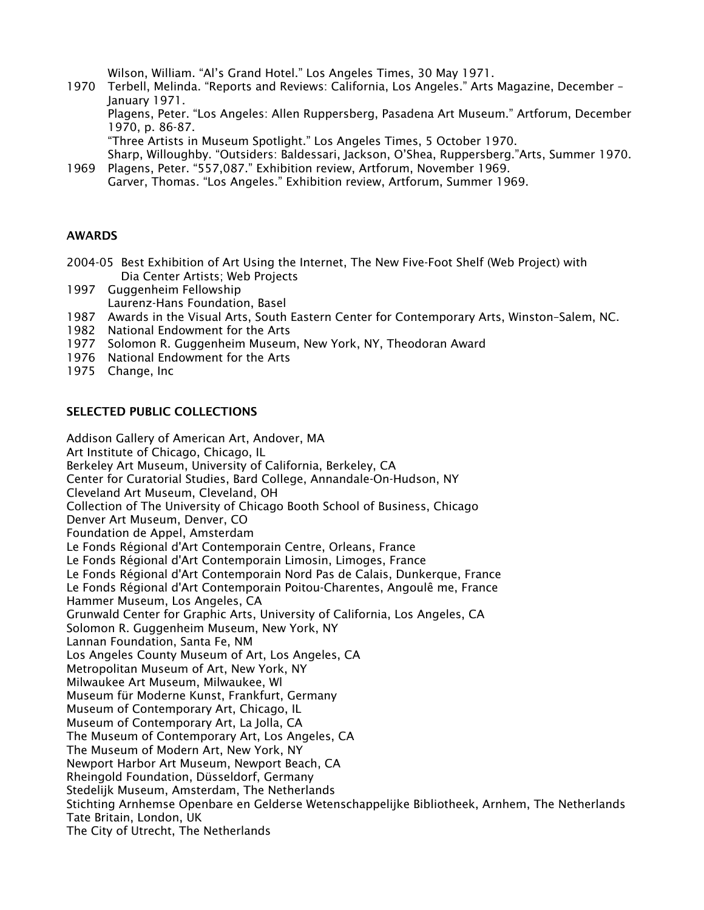Wilson, William. "Al's Grand Hotel." Los Angeles Times, 30 May 1971.

1970 Terbell, Melinda. "Reports and Reviews: California, Los Angeles." Arts Magazine, December – January 1971.
Plagens, Peter. "Los Angeles: Allen Ruppersberg, Pasadena Art Museum." Artforum, December 1970, p. 86-87.
"Three Artists in Museum Spotlight." Los Angeles Times, 5 October 1970.
Sharp, Willoughby. "Outsiders: Baldessari, Jackson, O'Shea, Ruppersberg."Arts, Summer 1970.

1969 Plagens, Peter. "557,087." Exhibition review, Artforum, November 1969.
Garver, Thomas. "Los Angeles." Exhibition review, Artforum, Summer 1969.

## AWARDS

2004-05 Best Exhibition of Art Using the Internet, The New Five-Foot Shelf (Web Project) with Dia Center Artists; Web Projects
1997 Guggenheim Fellowship
Laurenz-Hans Foundation, Basel
1987 Awards in the Visual Arts, South Eastern Center for Contemporary Arts, Winston–Salem, NC.
1982 National Endowment for the Arts
1977 Solomon R. Guggenheim Museum, New York, NY, Theodoran Award
1976 National Endowment for the Arts
1975 Change, Inc

## SELECTED PUBLIC COLLECTIONS

Addison Gallery of American Art, Andover, MA
Art Institute of Chicago, Chicago, IL
Berkeley Art Museum, University of California, Berkeley, CA
Center for Curatorial Studies, Bard College, Annandale-On-Hudson, NY
Cleveland Art Museum, Cleveland, OH
Collection of The University of Chicago Booth School of Business, Chicago
Denver Art Museum, Denver, CO
Foundation de Appel, Amsterdam
Le Fonds Régional d'Art Contemporain Centre, Orleans, France
Le Fonds Régional d'Art Contemporain Limosin, Limoges, France
Le Fonds Régional d'Art Contemporain Nord Pas de Calais, Dunkerque, France
Le Fonds Régional d'Art Contemporain Poitou-Charentes, Angoulê me, France
Hammer Museum, Los Angeles, CA
Grunwald Center for Graphic Arts, University of California, Los Angeles, CA
Solomon R. Guggenheim Museum, New York, NY
Lannan Foundation, Santa Fe, NM
Los Angeles County Museum of Art, Los Angeles, CA
Metropolitan Museum of Art, New York, NY
Milwaukee Art Museum, Milwaukee, WI
Museum für Moderne Kunst, Frankfurt, Germany
Museum of Contemporary Art, Chicago, IL
Museum of Contemporary Art, La Jolla, CA
The Museum of Contemporary Art, Los Angeles, CA
The Museum of Modern Art, New York, NY
Newport Harbor Art Museum, Newport Beach, CA
Rheingold Foundation, Düsseldorf, Germany
Stedelijk Museum, Amsterdam, The Netherlands
Stichting Arnhemse Openbare en Gelderse Wetenschappelijke Bibliotheek, Arnhem, The Netherlands
Tate Britain, London, UK
The City of Utrecht, The Netherlands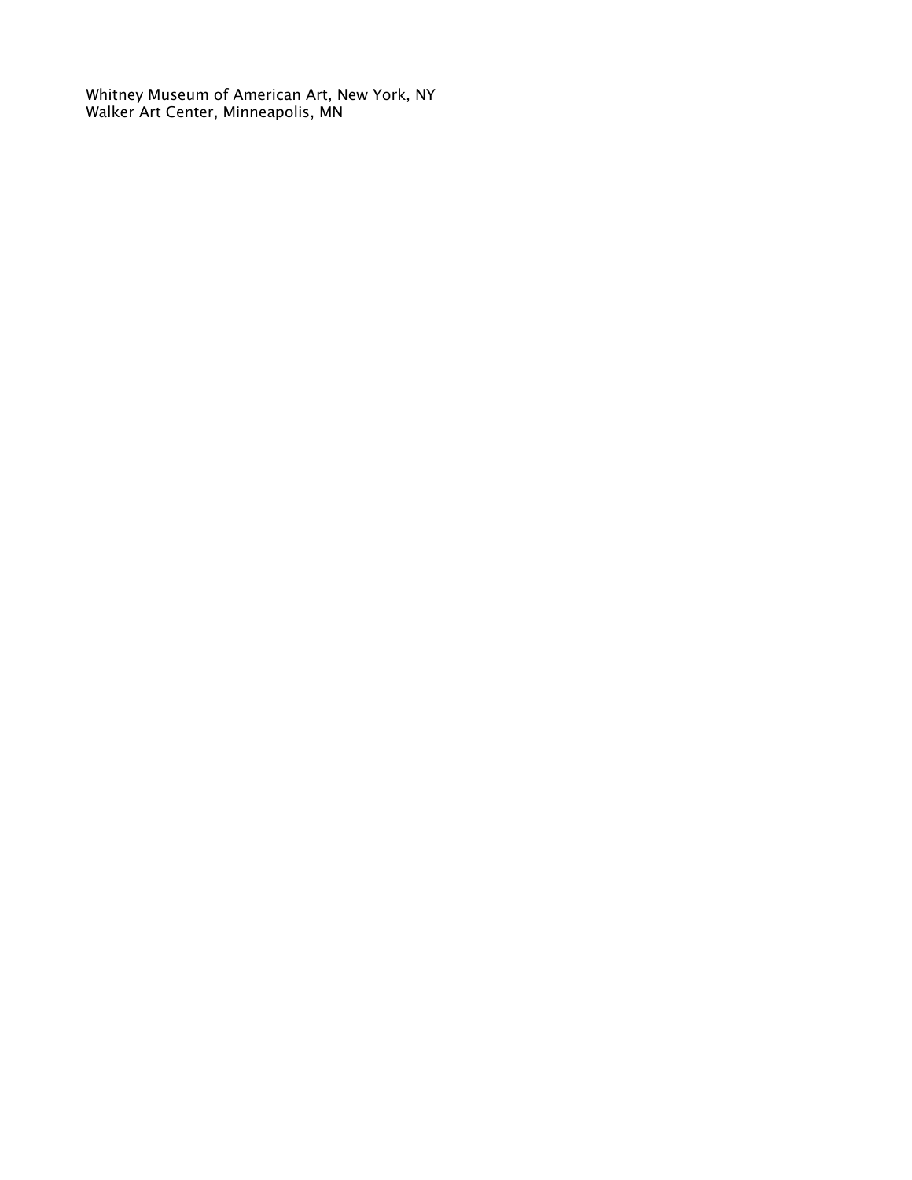Whitney Museum of American Art, New York, NY
Walker Art Center, Minneapolis, MN